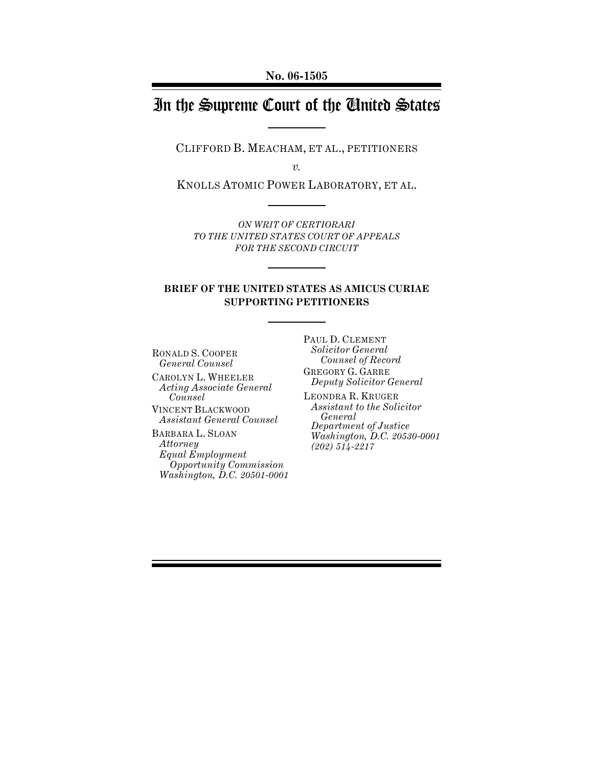**No. 06-1505**

# In the Supreme Court of the United States

CLIFFORD B. MEACHAM, ET AL., PETITIONERS

*v.*

KNOLLS ATOMIC POWER LABORATORY, ET AL.

*ON WRIT OF CERTIORARI*
*TO THE UNITED STATES COURT OF APPEALS*
*FOR THE SECOND CIRCUIT*

**BRIEF OF THE UNITED STATES AS AMICUS CURIAE SUPPORTING PETITIONERS**

RONALD S. COOPER
*General Counsel*

CAROLYN L. WHEELER
*Acting Associate General Counsel*

VINCENT BLACKWOOD
*Assistant General Counsel*

BARBARA L. SLOAN
*Attorney*
*Equal Employment Opportunity Commission*
*Washington, D.C. 20501-0001*

PAUL D. CLEMENT
*Solicitor General*
*Counsel of Record*

GREGORY G. GARRE
*Deputy Solicitor General*

LEONDRA R. KRUGER
*Assistant to the Solicitor General*
*Department of Justice*
*Washington, D.C. 20530-0001*
*(202) 514-2217*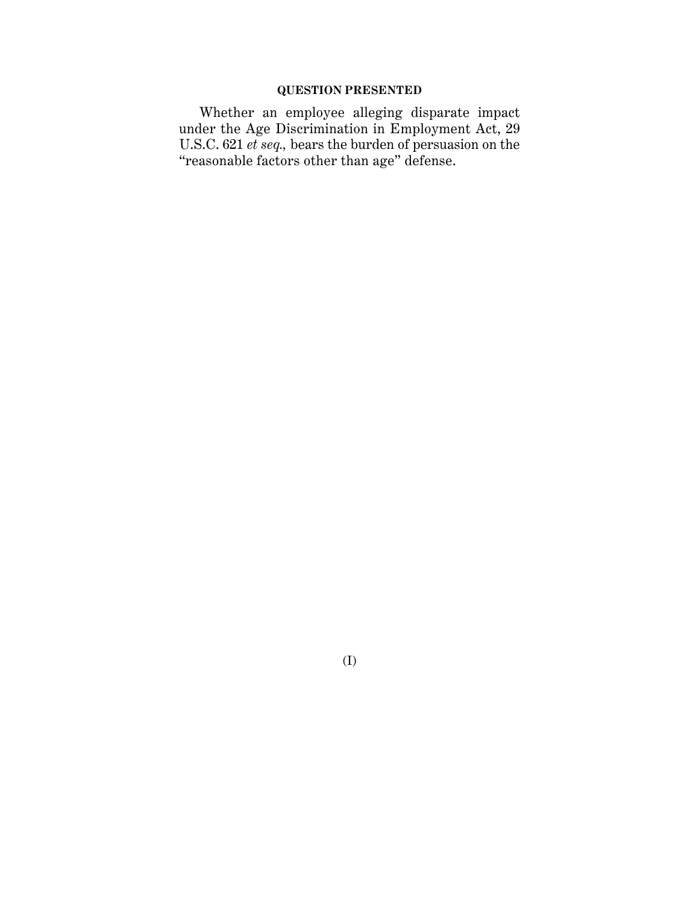## QUESTION PRESENTED

Whether an employee alleging disparate impact under the Age Discrimination in Employment Act, 29 U.S.C. 621 *et seq.,* bears the burden of persuasion on the "reasonable factors other than age" defense.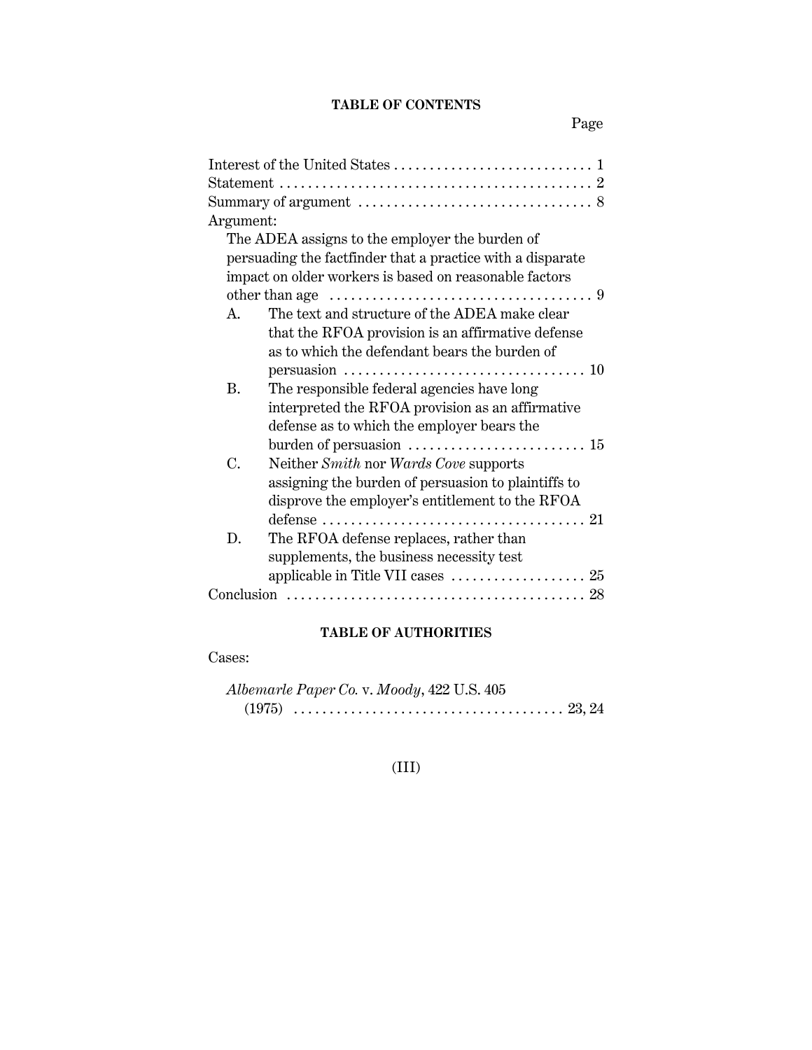## TABLE OF CONTENTS

| | Page |
|---|---|
| Interest of the United States | 1 |
| Statement | 2 |
| Summary of argument | 8 |
| Argument: | |
| The ADEA assigns to the employer the burden of persuading the factfinder that a practice with a disparate impact on older workers is based on reasonable factors other than age | 9 |
| A. The text and structure of the ADEA make clear that the RFOA provision is an affirmative defense as to which the defendant bears the burden of persuasion | 10 |
| B. The responsible federal agencies have long interpreted the RFOA provision as an affirmative defense as to which the employer bears the burden of persuasion | 15 |
| C. Neither *Smith* nor *Wards Cove* supports assigning the burden of persuasion to plaintiffs to disprove the employer's entitlement to the RFOA defense | 21 |
| D. The RFOA defense replaces, rather than supplements, the business necessity test applicable in Title VII cases | 25 |
| Conclusion | 28 |

## TABLE OF AUTHORITIES

Cases:

*Albemarle Paper Co.* v. *Moody*, 422 U.S. 405 (1975) . . . . 23, 24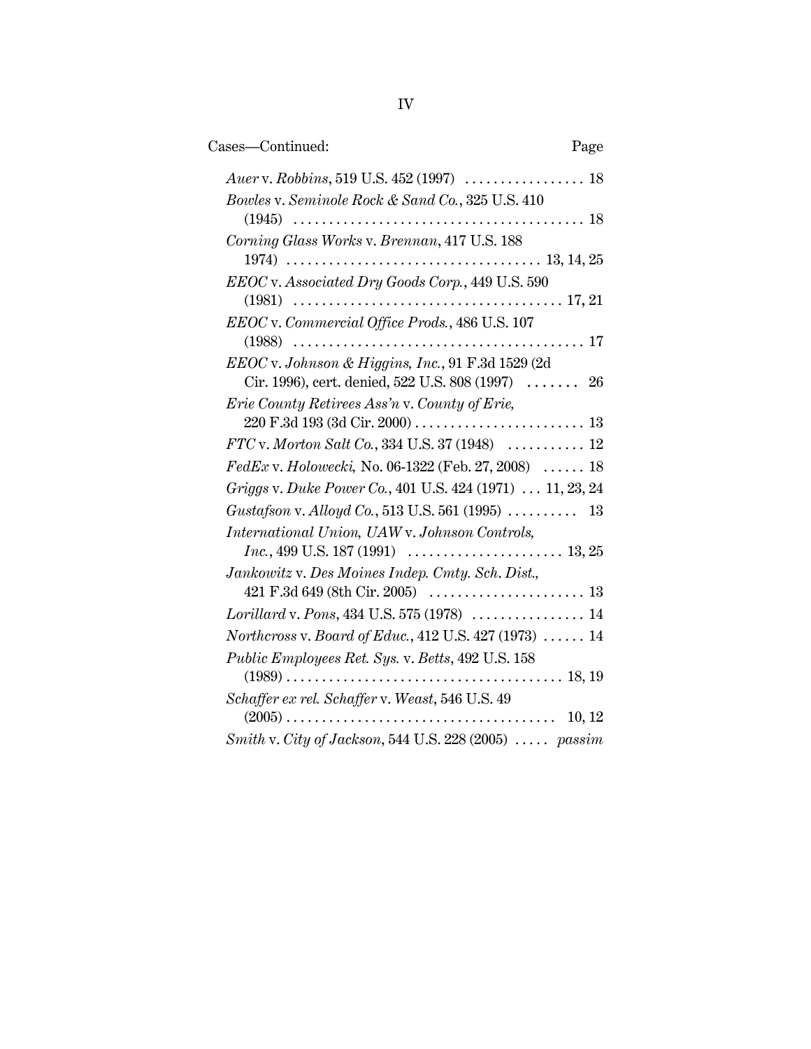Cases—Continued: Page

*Auer* v. *Robbins*, 519 U.S. 452 (1997) . . . . . . . . . . . . . . . . . 18

*Bowles* v. *Seminole Rock & Sand Co.*, 325 U.S. 410 (1945) . . . . . . . . . . . . . . . . . . . . . . . . . . . . . . . . . . . . . . . . . 18

*Corning Glass Works* v. *Brennan*, 417 U.S. 188 1974) . . . . . . . . . . . . . . . . . . . . . . . . . . . . . . . . . . . 13, 14, 25

*EEOC* v. *Associated Dry Goods Corp.*, 449 U.S. 590 (1981) . . . . . . . . . . . . . . . . . . . . . . . . . . . . . . . . . . . . . 17, 21

*EEOC* v. *Commercial Office Prods.*, 486 U.S. 107 (1988) . . . . . . . . . . . . . . . . . . . . . . . . . . . . . . . . . . . . . . . . 17

*EEOC* v. *Johnson & Higgins, Inc.*, 91 F.3d 1529 (2d Cir. 1996), cert. denied, 522 U.S. 808 (1997) . . . . . . . 26

*Erie County Retirees Ass'n* v. *County of Erie*, 220 F.3d 193 (3d Cir. 2000) . . . . . . . . . . . . . . . . . . . . . . . . 13

*FTC* v. *Morton Salt Co.*, 334 U.S. 37 (1948) . . . . . . . . . . . 12

*FedEx* v. *Holowecki*, No. 06-1322 (Feb. 27, 2008) . . . . . . 18

*Griggs* v. *Duke Power Co.*, 401 U.S. 424 (1971) . . . 11, 23, 24

*Gustafson* v. *Alloyd Co.*, 513 U.S. 561 (1995) . . . . . . . . . . 13

*International Union, UAW* v. *Johnson Controls, Inc.*, 499 U.S. 187 (1991) . . . . . . . . . . . . . . . . . . . . . . 13, 25

*Jankowitz* v. *Des Moines Indep. Cmty. Sch. Dist.*, 421 F.3d 649 (8th Cir. 2005) . . . . . . . . . . . . . . . . . . . . . . 13

*Lorillard* v. *Pons*, 434 U.S. 575 (1978) . . . . . . . . . . . . . . . . 14

*Northcross* v. *Board of Educ.*, 412 U.S. 427 (1973) . . . . . . 14

*Public Employees Ret. Sys.* v. *Betts*, 492 U.S. 158 (1989) . . . . . . . . . . . . . . . . . . . . . . . . . . . . . . . . . . . . . . . 18, 19

*Schaffer ex rel. Schaffer* v. *Weast*, 546 U.S. 49 (2005) . . . . . . . . . . . . . . . . . . . . . . . . . . . . . . . . . . . . . . 10, 12

*Smith* v. *City of Jackson*, 544 U.S. 228 (2005) . . . . . *passim*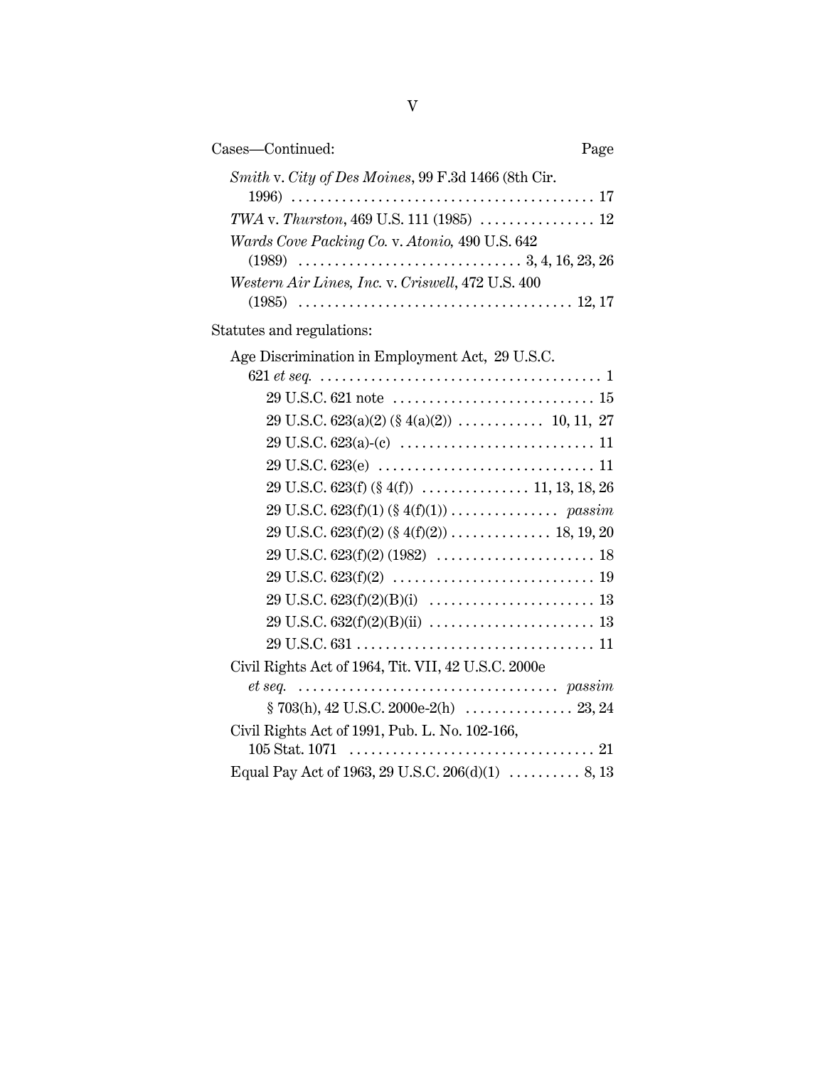Cases—Continued: Page

*Smith* v. *City of Des Moines*, 99 F.3d 1466 (8th Cir. 1996) . . . . . . . . . . . . . . . . . . . . . . . . . . . . . . . . . . . . . . . . . 17

*TWA* v. *Thurston*, 469 U.S. 111 (1985) . . . . . . . . . . . . . . . . 12

*Wards Cove Packing Co.* v. *Atonio*, 490 U.S. 642 (1989) . . . . . . . . . . . . . . . . . . . . . . . . . . . . . . 3, 4, 16, 23, 26

*Western Air Lines, Inc.* v. *Criswell*, 472 U.S. 400 (1985) . . . . . . . . . . . . . . . . . . . . . . . . . . . . . . . . . . . . . 12, 17

Statutes and regulations:

Age Discrimination in Employment Act, 29 U.S.C. 621 *et seq.* . . . . . . . . . . . . . . . . . . . . . . . . . . . . . . . . . . . . . . 1

- 29 U.S.C. 621 note . . . . . . . . . . . . . . . . . . . . . . . . . . . . 15
- 29 U.S.C. 623(a)(2) (§ 4(a)(2)) . . . . . . . . . . . . 10, 11, 27
- 29 U.S.C. 623(a)-(c) . . . . . . . . . . . . . . . . . . . . . . . . . . 11
- 29 U.S.C. 623(e) . . . . . . . . . . . . . . . . . . . . . . . . . . . . . 11
- 29 U.S.C. 623(f) (§ 4(f)) . . . . . . . . . . . . . . . 11, 13, 18, 26
- 29 U.S.C. 623(f)(1) (§ 4(f)(1)) . . . . . . . . . . . . . . . *passim*
- 29 U.S.C. 623(f)(2) (§ 4(f)(2)) . . . . . . . . . . . . . . 18, 19, 20
- 29 U.S.C. 623(f)(2) (1982) . . . . . . . . . . . . . . . . . . . . . . 18
- 29 U.S.C. 623(f)(2) . . . . . . . . . . . . . . . . . . . . . . . . . . . . 19
- 29 U.S.C. 623(f)(2)(B)(i) . . . . . . . . . . . . . . . . . . . . . . . 13
- 29 U.S.C. 632(f)(2)(B)(ii) . . . . . . . . . . . . . . . . . . . . . . . 13
- 29 U.S.C. 631 . . . . . . . . . . . . . . . . . . . . . . . . . . . . . . . . . 11

Civil Rights Act of 1964, Tit. VII, 42 U.S.C. 2000e *et seq.* . . . . . . . . . . . . . . . . . . . . . . . . . . . . . . . . . . . . . *passim*

- § 703(h), 42 U.S.C. 2000e-2(h) . . . . . . . . . . . . . . . 23, 24

Civil Rights Act of 1991, Pub. L. No. 102-166, 105 Stat. 1071 . . . . . . . . . . . . . . . . . . . . . . . . . . . . . . . . . . 21

Equal Pay Act of 1963, 29 U.S.C. 206(d)(1) . . . . . . . . . . 8, 13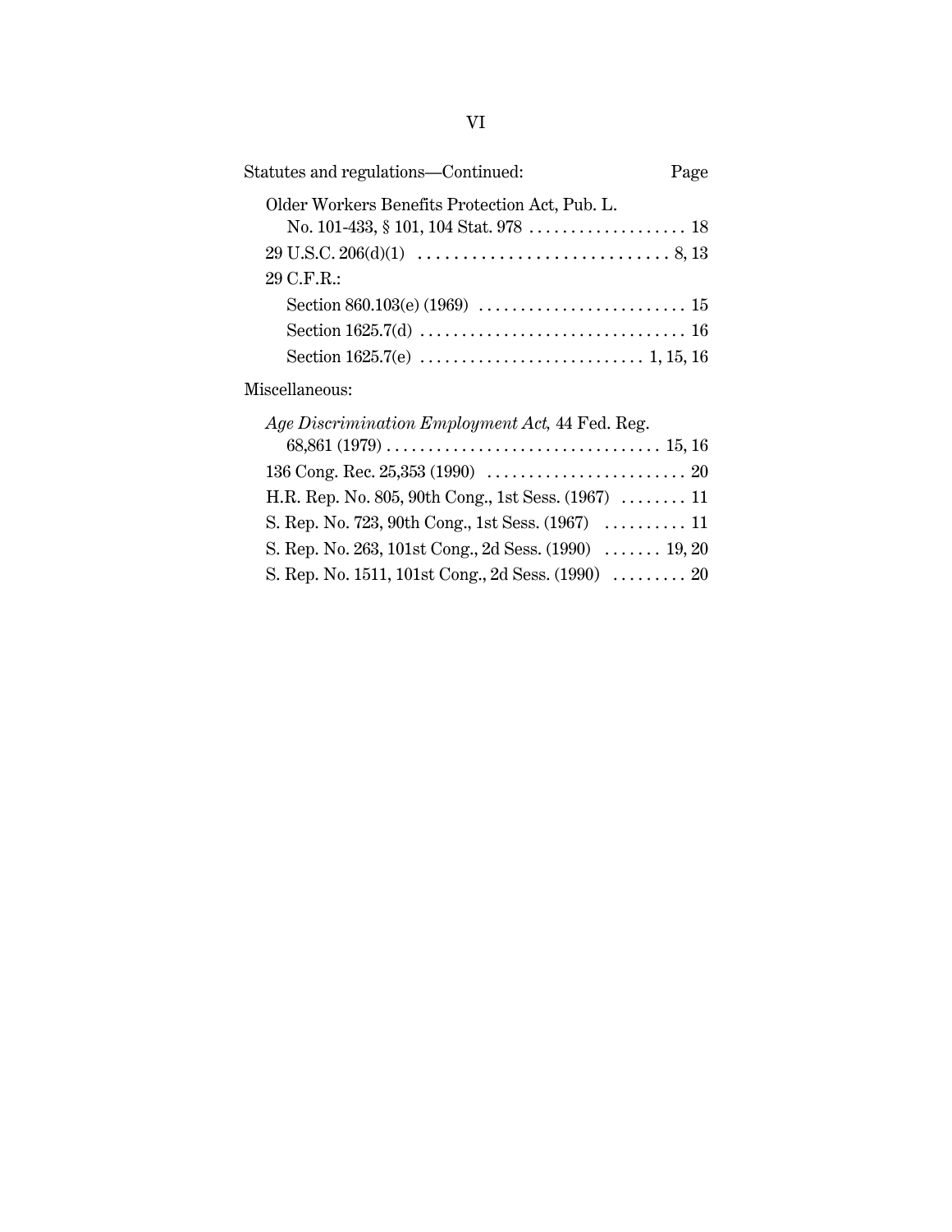Statutes and regulations—Continued: Page

Older Workers Benefits Protection Act, Pub. L. No. 101-433, § 101, 104 Stat. 978 . . . . . . . . . . . . . . . . . . . 18

29 U.S.C. 206(d)(1) . . . . . . . . . . . . . . . . . . . . . . . . . . . . . 8, 13

29 C.F.R.:

- Section 860.103(e) (1969) . . . . . . . . . . . . . . . . . . . . . . . . . 15
- Section 1625.7(d) . . . . . . . . . . . . . . . . . . . . . . . . . . . . . . . . 16
- Section 1625.7(e) . . . . . . . . . . . . . . . . . . . . . . . . . . . 1, 15, 16

Miscellaneous:

*Age Discrimination Employment Act,* 44 Fed. Reg. 68,861 (1979) . . . . . . . . . . . . . . . . . . . . . . . . . . . . . . . . . 15, 16

136 Cong. Rec. 25,353 (1990) . . . . . . . . . . . . . . . . . . . . . . . . 20

H.R. Rep. No. 805, 90th Cong., 1st Sess. (1967) . . . . . . . . 11

S. Rep. No. 723, 90th Cong., 1st Sess. (1967) . . . . . . . . . . 11

S. Rep. No. 263, 101st Cong., 2d Sess. (1990) . . . . . . . 19, 20

S. Rep. No. 1511, 101st Cong., 2d Sess. (1990) . . . . . . . . . 20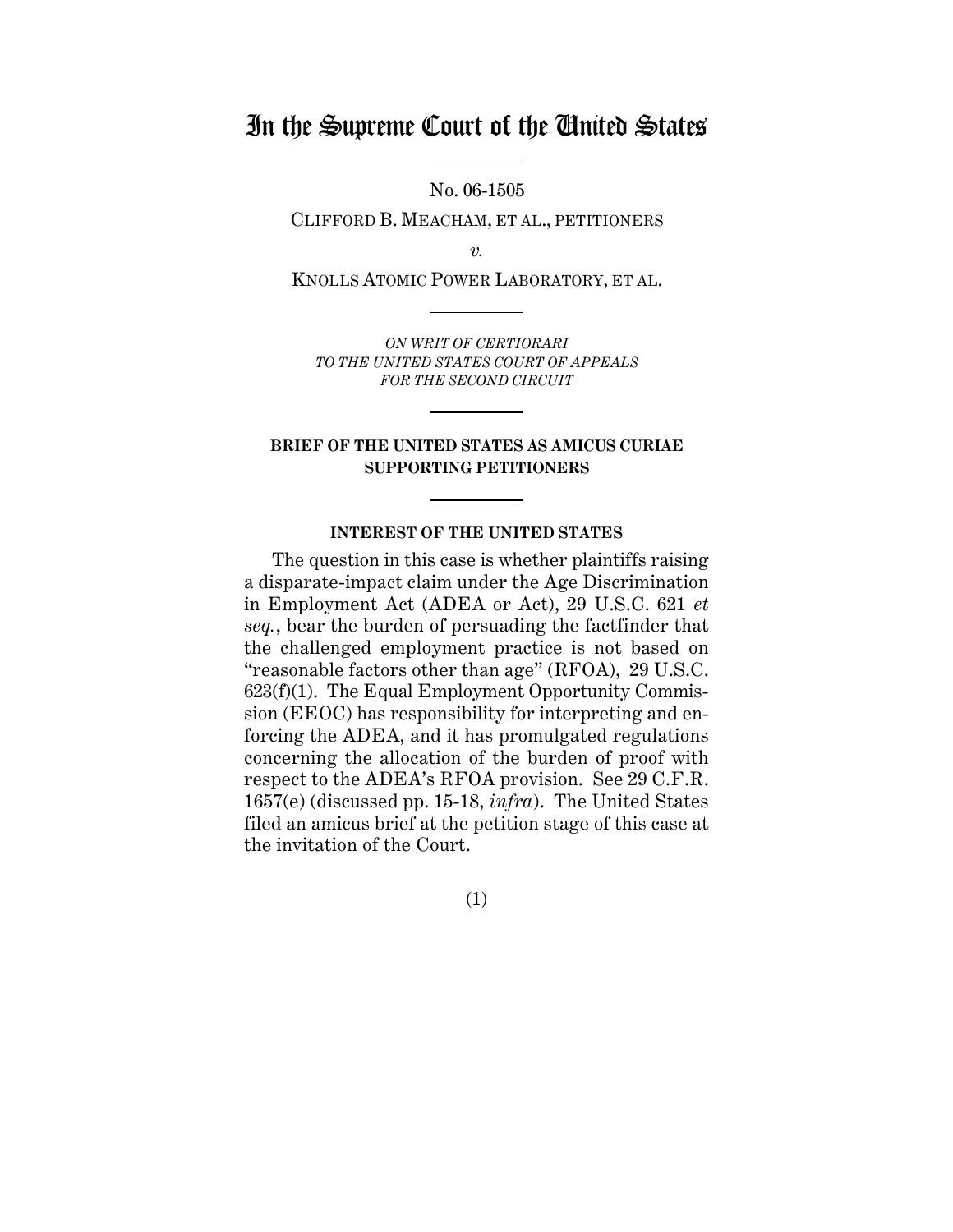# In the Supreme Court of the United States

No. 06-1505

CLIFFORD B. MEACHAM, ET AL., PETITIONERS

*v.*

KNOLLS ATOMIC POWER LABORATORY, ET AL.

*ON WRIT OF CERTIORARI TO THE UNITED STATES COURT OF APPEALS FOR THE SECOND CIRCUIT*

**BRIEF OF THE UNITED STATES AS AMICUS CURIAE SUPPORTING PETITIONERS**

**INTEREST OF THE UNITED STATES**

The question in this case is whether plaintiffs raising a disparate-impact claim under the Age Discrimination in Employment Act (ADEA or Act), 29 U.S.C. 621 *et seq.*, bear the burden of persuading the factfinder that the challenged employment practice is not based on "reasonable factors other than age" (RFOA), 29 U.S.C. 623(f)(1). The Equal Employment Opportunity Commission (EEOC) has responsibility for interpreting and enforcing the ADEA, and it has promulgated regulations concerning the allocation of the burden of proof with respect to the ADEA's RFOA provision. See 29 C.F.R. 1657(e) (discussed pp. 15-18, *infra*). The United States filed an amicus brief at the petition stage of this case at the invitation of the Court.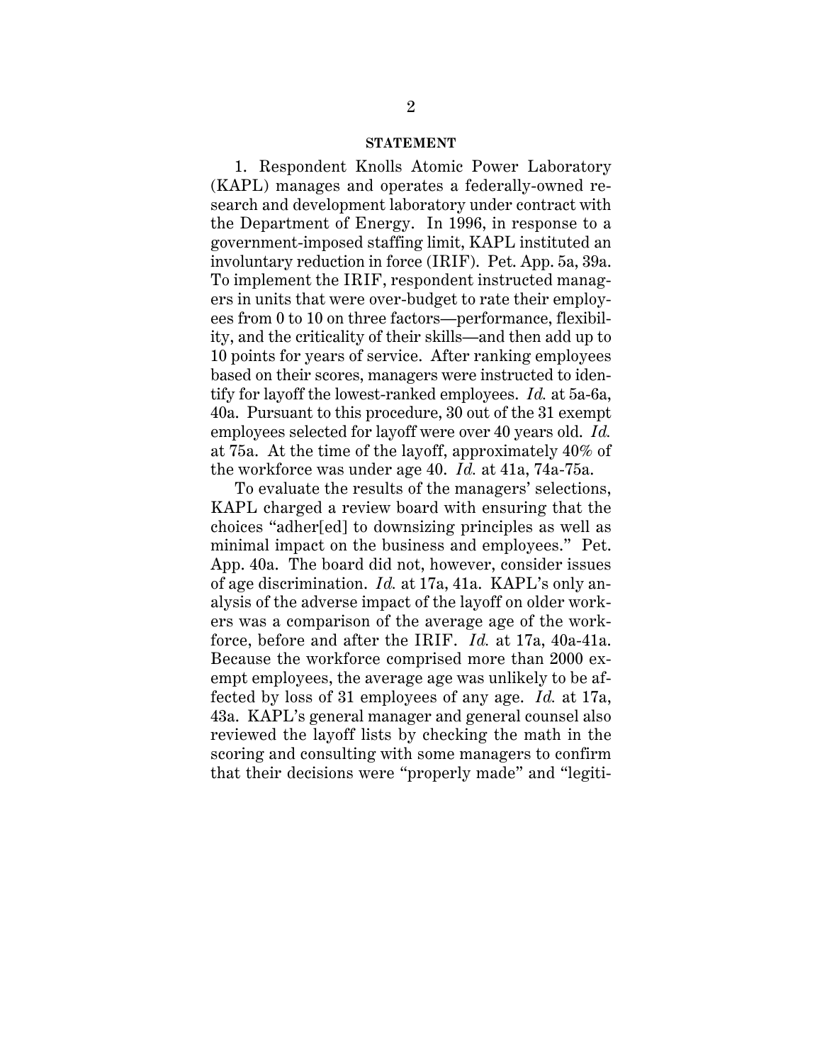**STATEMENT**

1. Respondent Knolls Atomic Power Laboratory (KAPL) manages and operates a federally-owned research and development laboratory under contract with the Department of Energy. In 1996, in response to a government-imposed staffing limit, KAPL instituted an involuntary reduction in force (IRIF). Pet. App. 5a, 39a. To implement the IRIF, respondent instructed managers in units that were over-budget to rate their employees from 0 to 10 on three factors—performance, flexibility, and the criticality of their skills—and then add up to 10 points for years of service. After ranking employees based on their scores, managers were instructed to identify for layoff the lowest-ranked employees. *Id.* at 5a-6a, 40a. Pursuant to this procedure, 30 out of the 31 exempt employees selected for layoff were over 40 years old. *Id.* at 75a. At the time of the layoff, approximately 40% of the workforce was under age 40. *Id.* at 41a, 74a-75a.

To evaluate the results of the managers' selections, KAPL charged a review board with ensuring that the choices "adher[ed] to downsizing principles as well as minimal impact on the business and employees." Pet. App. 40a. The board did not, however, consider issues of age discrimination. *Id.* at 17a, 41a. KAPL's only analysis of the adverse impact of the layoff on older workers was a comparison of the average age of the workforce, before and after the IRIF. *Id.* at 17a, 40a-41a. Because the workforce comprised more than 2000 exempt employees, the average age was unlikely to be affected by loss of 31 employees of any age. *Id.* at 17a, 43a. KAPL's general manager and general counsel also reviewed the layoff lists by checking the math in the scoring and consulting with some managers to confirm that their decisions were "properly made" and "legiti-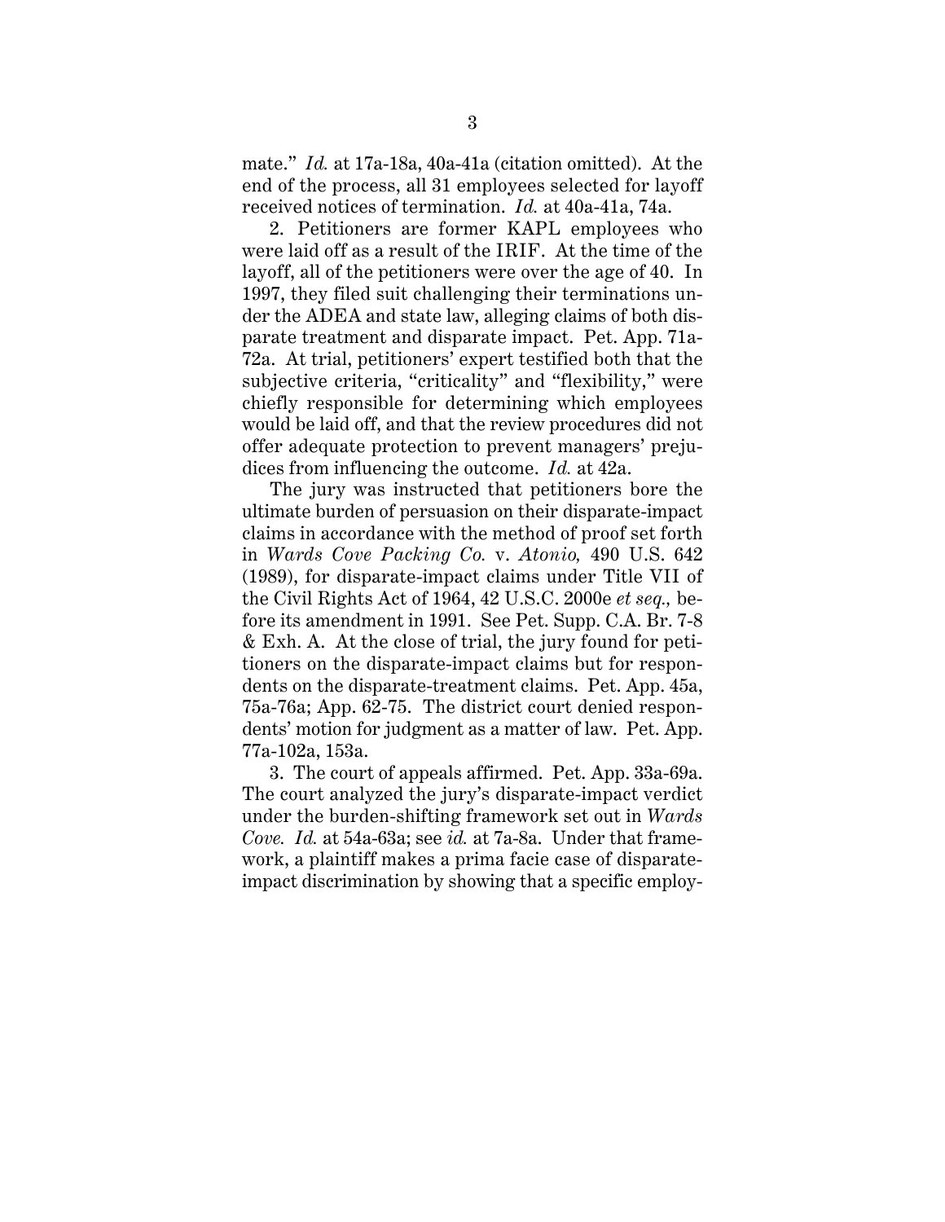mate." *Id.* at 17a-18a, 40a-41a (citation omitted). At the end of the process, all 31 employees selected for layoff received notices of termination. *Id.* at 40a-41a, 74a.

2. Petitioners are former KAPL employees who were laid off as a result of the IRIF. At the time of the layoff, all of the petitioners were over the age of 40. In 1997, they filed suit challenging their terminations under the ADEA and state law, alleging claims of both disparate treatment and disparate impact. Pet. App. 71a-72a. At trial, petitioners' expert testified both that the subjective criteria, "criticality" and "flexibility," were chiefly responsible for determining which employees would be laid off, and that the review procedures did not offer adequate protection to prevent managers' prejudices from influencing the outcome. *Id.* at 42a.

The jury was instructed that petitioners bore the ultimate burden of persuasion on their disparate-impact claims in accordance with the method of proof set forth in *Wards Cove Packing Co.* v. *Atonio,* 490 U.S. 642 (1989), for disparate-impact claims under Title VII of the Civil Rights Act of 1964, 42 U.S.C. 2000e *et seq.,* before its amendment in 1991. See Pet. Supp. C.A. Br. 7-8 & Exh. A. At the close of trial, the jury found for petitioners on the disparate-impact claims but for respondents on the disparate-treatment claims. Pet. App. 45a, 75a-76a; App. 62-75. The district court denied respondents' motion for judgment as a matter of law. Pet. App. 77a-102a, 153a.

3. The court of appeals affirmed. Pet. App. 33a-69a. The court analyzed the jury's disparate-impact verdict under the burden-shifting framework set out in *Wards Cove. Id.* at 54a-63a; see *id.* at 7a-8a. Under that framework, a plaintiff makes a prima facie case of disparate-impact discrimination by showing that a specific employ-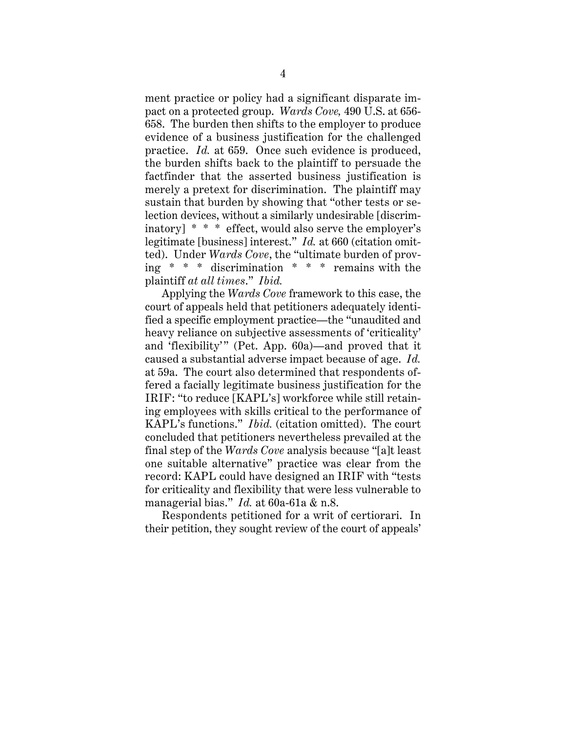ment practice or policy had a significant disparate impact on a protected group. *Wards Cove,* 490 U.S. at 656-658. The burden then shifts to the employer to produce evidence of a business justification for the challenged practice. *Id.* at 659. Once such evidence is produced, the burden shifts back to the plaintiff to persuade the factfinder that the asserted business justification is merely a pretext for discrimination. The plaintiff may sustain that burden by showing that "other tests or selection devices, without a similarly undesirable [discriminatory] * * * effect, would also serve the employer's legitimate [business] interest." *Id.* at 660 (citation omitted). Under *Wards Cove*, the "ultimate burden of proving * * * discrimination * * * remains with the plaintiff *at all times*." *Ibid.*

Applying the *Wards Cove* framework to this case, the court of appeals held that petitioners adequately identified a specific employment practice—the "unaudited and heavy reliance on subjective assessments of 'criticality' and 'flexibility'" (Pet. App. 60a)—and proved that it caused a substantial adverse impact because of age. *Id.* at 59a. The court also determined that respondents offered a facially legitimate business justification for the IRIF: "to reduce [KAPL's] workforce while still retaining employees with skills critical to the performance of KAPL's functions." *Ibid.* (citation omitted). The court concluded that petitioners nevertheless prevailed at the final step of the *Wards Cove* analysis because "[a]t least one suitable alternative" practice was clear from the record: KAPL could have designed an IRIF with "tests for criticality and flexibility that were less vulnerable to managerial bias." *Id.* at 60a-61a & n.8.

Respondents petitioned for a writ of certiorari. In their petition, they sought review of the court of appeals'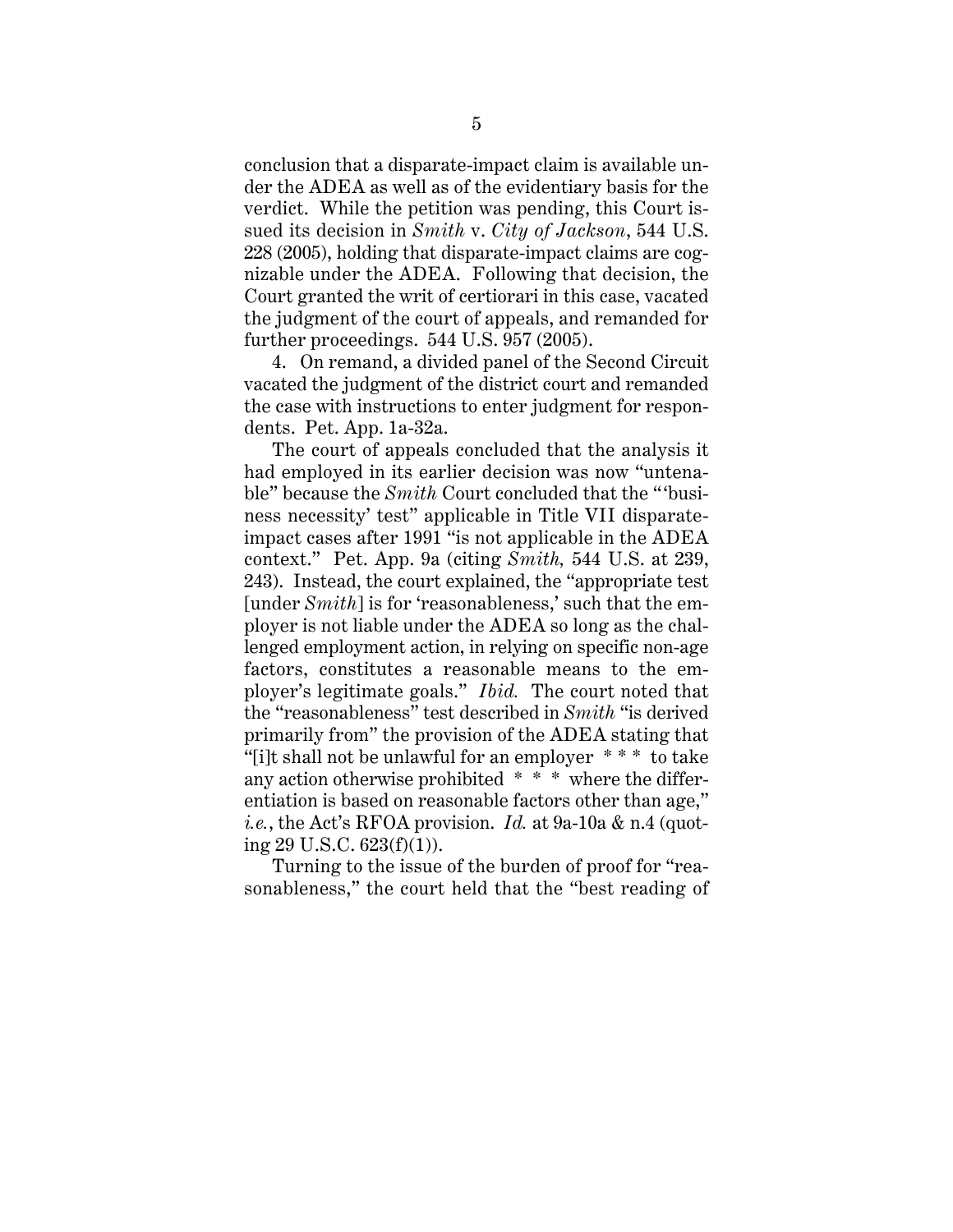conclusion that a disparate-impact claim is available under the ADEA as well as of the evidentiary basis for the verdict. While the petition was pending, this Court issued its decision in *Smith* v. *City of Jackson*, 544 U.S. 228 (2005), holding that disparate-impact claims are cognizable under the ADEA. Following that decision, the Court granted the writ of certiorari in this case, vacated the judgment of the court of appeals, and remanded for further proceedings. 544 U.S. 957 (2005).

4. On remand, a divided panel of the Second Circuit vacated the judgment of the district court and remanded the case with instructions to enter judgment for respondents. Pet. App. 1a-32a.

The court of appeals concluded that the analysis it had employed in its earlier decision was now "untenable" because the *Smith* Court concluded that the "'business necessity' test" applicable in Title VII disparate-impact cases after 1991 "is not applicable in the ADEA context." Pet. App. 9a (citing *Smith,* 544 U.S. at 239, 243). Instead, the court explained, the "appropriate test [under *Smith*] is for 'reasonableness,' such that the employer is not liable under the ADEA so long as the challenged employment action, in relying on specific non-age factors, constitutes a reasonable means to the employer's legitimate goals." *Ibid.* The court noted that the "reasonableness" test described in *Smith* "is derived primarily from" the provision of the ADEA stating that "[i]t shall not be unlawful for an employer * * * to take any action otherwise prohibited * * * where the differentiation is based on reasonable factors other than age," *i.e.*, the Act's RFOA provision. *Id.* at 9a-10a & n.4 (quoting 29 U.S.C. 623(f)(1)).

Turning to the issue of the burden of proof for "reasonableness," the court held that the "best reading of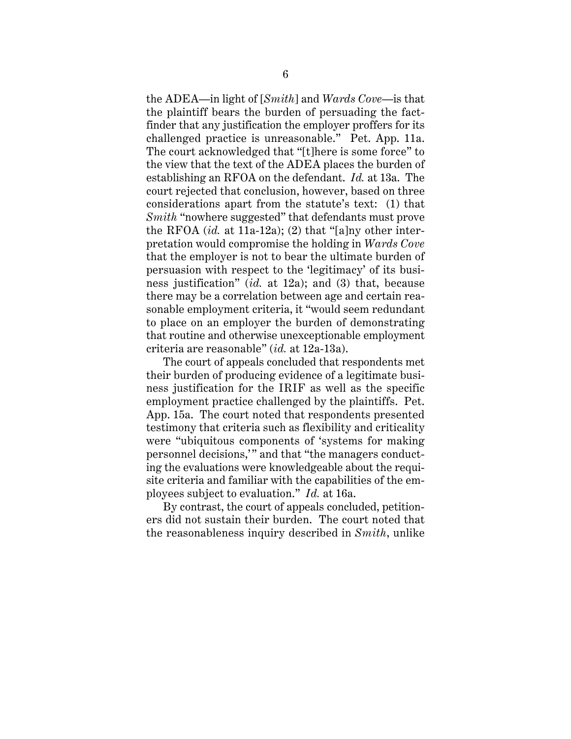the ADEA—in light of [*Smith*] and *Wards Cove*—is that the plaintiff bears the burden of persuading the factfinder that any justification the employer proffers for its challenged practice is unreasonable." Pet. App. 11a. The court acknowledged that "[t]here is some force" to the view that the text of the ADEA places the burden of establishing an RFOA on the defendant. *Id.* at 13a. The court rejected that conclusion, however, based on three considerations apart from the statute's text: (1) that *Smith* "nowhere suggested" that defendants must prove the RFOA (*id.* at 11a-12a); (2) that "[a]ny other interpretation would compromise the holding in *Wards Cove* that the employer is not to bear the ultimate burden of persuasion with respect to the 'legitimacy' of its business justification" (*id.* at 12a); and (3) that, because there may be a correlation between age and certain reasonable employment criteria, it "would seem redundant to place on an employer the burden of demonstrating that routine and otherwise unexceptionable employment criteria are reasonable" (*id.* at 12a-13a).

The court of appeals concluded that respondents met their burden of producing evidence of a legitimate business justification for the IRIF as well as the specific employment practice challenged by the plaintiffs. Pet. App. 15a. The court noted that respondents presented testimony that criteria such as flexibility and criticality were "ubiquitous components of 'systems for making personnel decisions,'" and that "the managers conducting the evaluations were knowledgeable about the requisite criteria and familiar with the capabilities of the employees subject to evaluation." *Id.* at 16a.

By contrast, the court of appeals concluded, petitioners did not sustain their burden. The court noted that the reasonableness inquiry described in *Smith*, unlike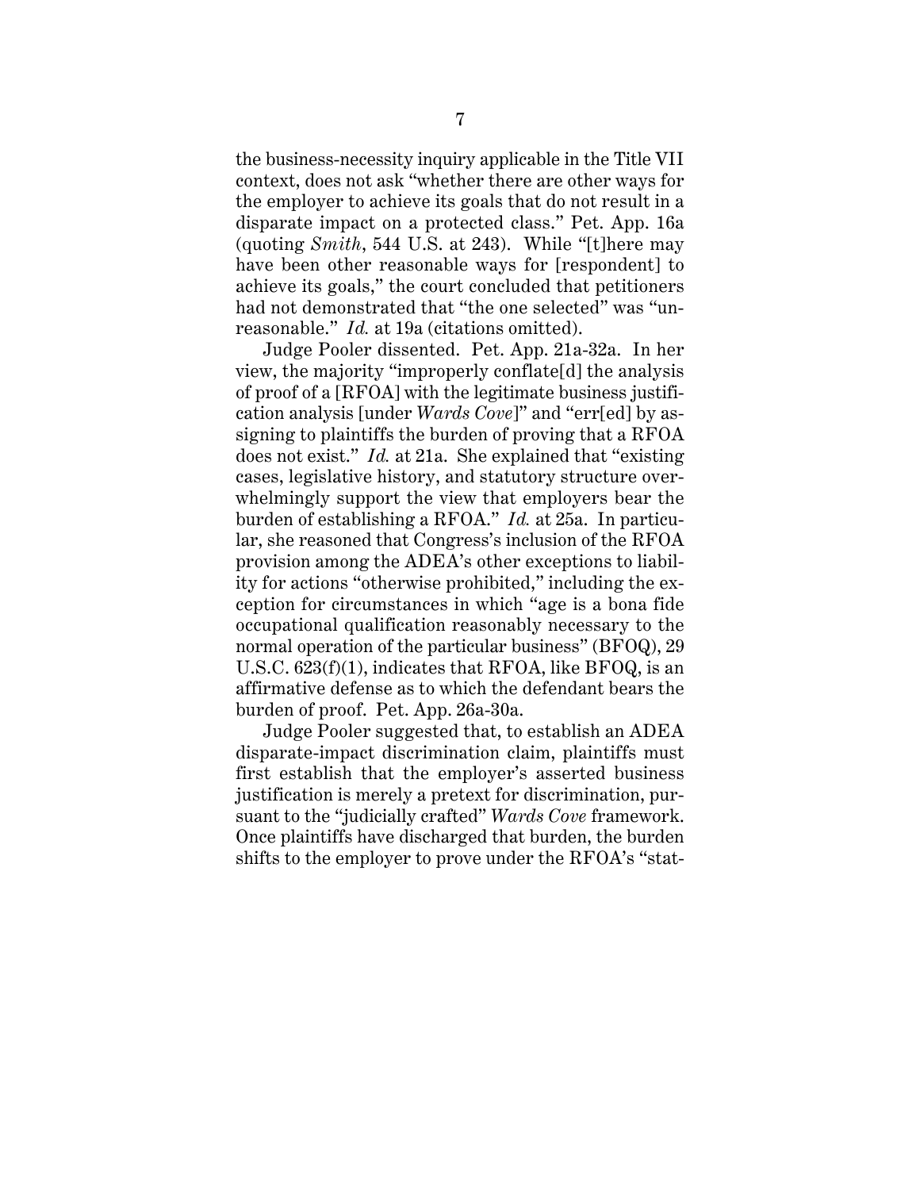the business-necessity inquiry applicable in the Title VII context, does not ask "whether there are other ways for the employer to achieve its goals that do not result in a disparate impact on a protected class." Pet. App. 16a (quoting *Smith*, 544 U.S. at 243). While "[t]here may have been other reasonable ways for [respondent] to achieve its goals," the court concluded that petitioners had not demonstrated that "the one selected" was "unreasonable." *Id.* at 19a (citations omitted).

Judge Pooler dissented. Pet. App. 21a-32a. In her view, the majority "improperly conflate[d] the analysis of proof of a [RFOA] with the legitimate business justification analysis [under *Wards Cove*]" and "err[ed] by assigning to plaintiffs the burden of proving that a RFOA does not exist." *Id.* at 21a. She explained that "existing cases, legislative history, and statutory structure overwhelmingly support the view that employers bear the burden of establishing a RFOA." *Id.* at 25a. In particular, she reasoned that Congress's inclusion of the RFOA provision among the ADEA's other exceptions to liability for actions "otherwise prohibited," including the exception for circumstances in which "age is a bona fide occupational qualification reasonably necessary to the normal operation of the particular business" (BFOQ), 29 U.S.C. 623(f)(1), indicates that RFOA, like BFOQ, is an affirmative defense as to which the defendant bears the burden of proof. Pet. App. 26a-30a.

Judge Pooler suggested that, to establish an ADEA disparate-impact discrimination claim, plaintiffs must first establish that the employer's asserted business justification is merely a pretext for discrimination, pursuant to the "judicially crafted" *Wards Cove* framework. Once plaintiffs have discharged that burden, the burden shifts to the employer to prove under the RFOA's "stat-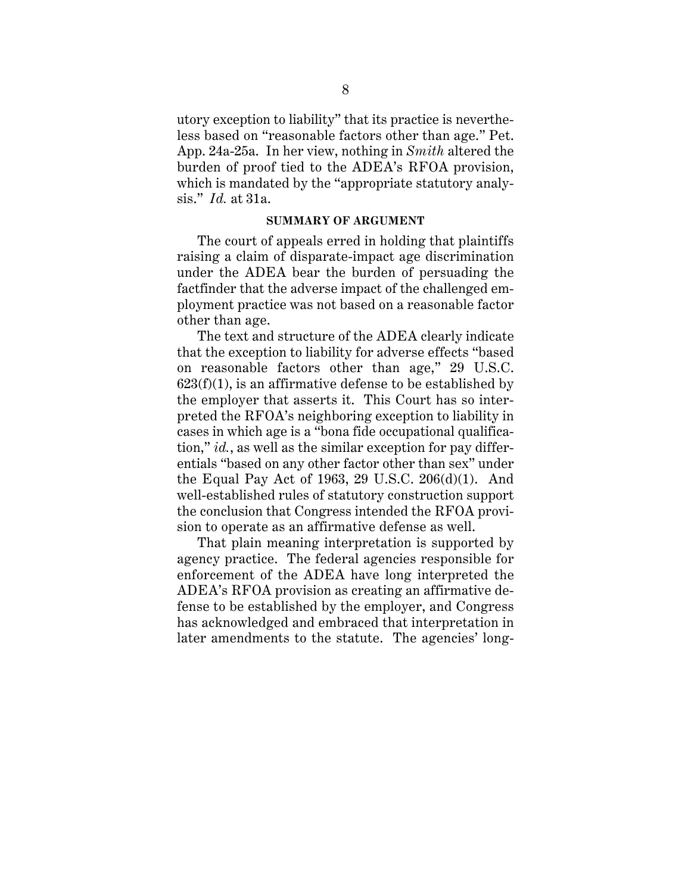utory exception to liability" that its practice is nevertheless based on "reasonable factors other than age." Pet. App. 24a-25a. In her view, nothing in *Smith* altered the burden of proof tied to the ADEA's RFOA provision, which is mandated by the "appropriate statutory analysis." *Id.* at 31a.

## SUMMARY OF ARGUMENT

The court of appeals erred in holding that plaintiffs raising a claim of disparate-impact age discrimination under the ADEA bear the burden of persuading the factfinder that the adverse impact of the challenged employment practice was not based on a reasonable factor other than age.

The text and structure of the ADEA clearly indicate that the exception to liability for adverse effects "based on reasonable factors other than age," 29 U.S.C. 623(f)(1), is an affirmative defense to be established by the employer that asserts it. This Court has so interpreted the RFOA's neighboring exception to liability in cases in which age is a "bona fide occupational qualification," *id.*, as well as the similar exception for pay differentials "based on any other factor other than sex" under the Equal Pay Act of 1963, 29 U.S.C. 206(d)(1). And well-established rules of statutory construction support the conclusion that Congress intended the RFOA provision to operate as an affirmative defense as well.

That plain meaning interpretation is supported by agency practice. The federal agencies responsible for enforcement of the ADEA have long interpreted the ADEA's RFOA provision as creating an affirmative defense to be established by the employer, and Congress has acknowledged and embraced that interpretation in later amendments to the statute. The agencies' long-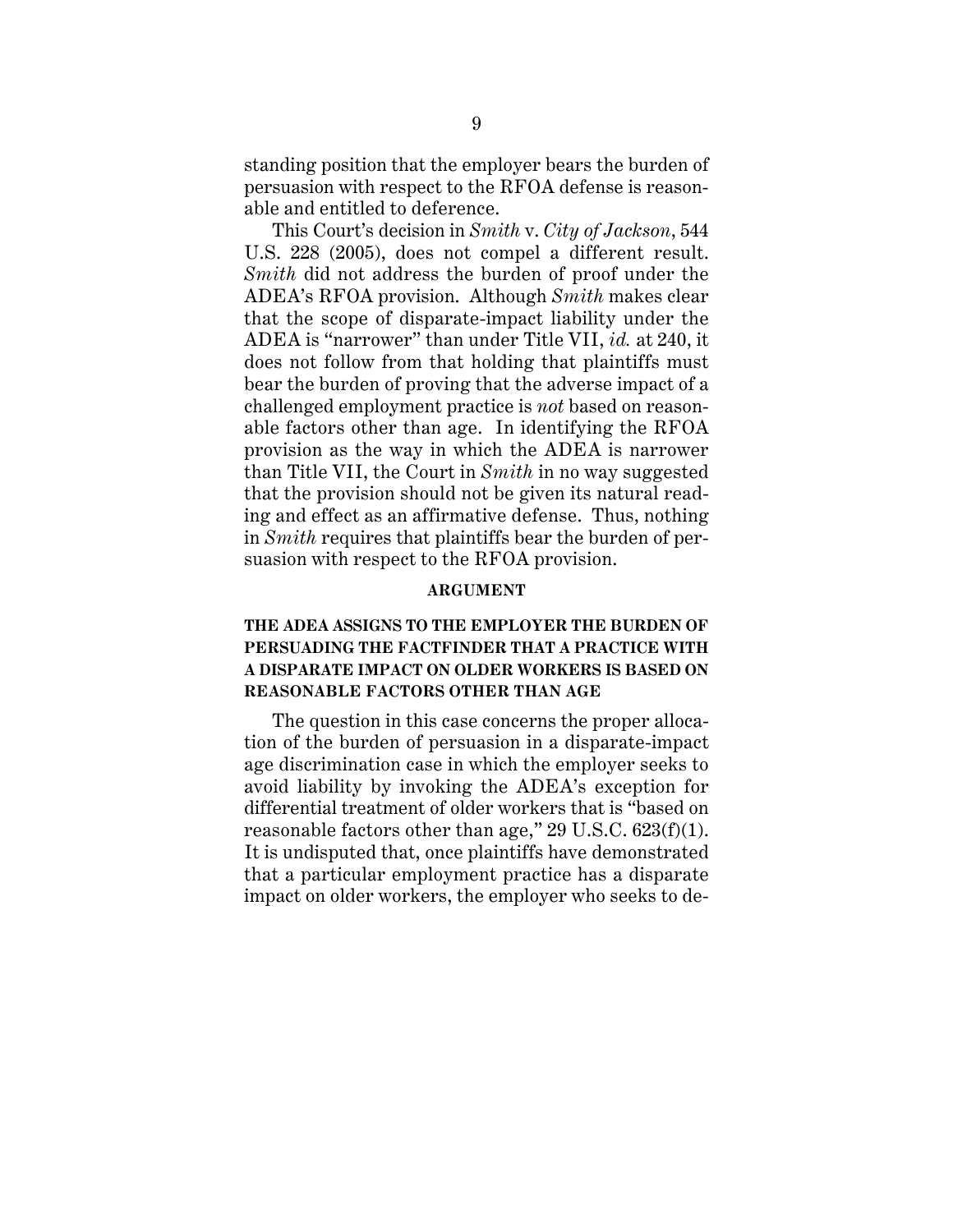standing position that the employer bears the burden of persuasion with respect to the RFOA defense is reasonable and entitled to deference.

This Court's decision in *Smith* v. *City of Jackson*, 544 U.S. 228 (2005), does not compel a different result. *Smith* did not address the burden of proof under the ADEA's RFOA provision. Although *Smith* makes clear that the scope of disparate-impact liability under the ADEA is "narrower" than under Title VII, *id.* at 240, it does not follow from that holding that plaintiffs must bear the burden of proving that the adverse impact of a challenged employment practice is *not* based on reasonable factors other than age. In identifying the RFOA provision as the way in which the ADEA is narrower than Title VII, the Court in *Smith* in no way suggested that the provision should not be given its natural reading and effect as an affirmative defense. Thus, nothing in *Smith* requires that plaintiffs bear the burden of persuasion with respect to the RFOA provision.

## ARGUMENT

### THE ADEA ASSIGNS TO THE EMPLOYER THE BURDEN OF PERSUADING THE FACTFINDER THAT A PRACTICE WITH A DISPARATE IMPACT ON OLDER WORKERS IS BASED ON REASONABLE FACTORS OTHER THAN AGE

The question in this case concerns the proper allocation of the burden of persuasion in a disparate-impact age discrimination case in which the employer seeks to avoid liability by invoking the ADEA's exception for differential treatment of older workers that is "based on reasonable factors other than age," 29 U.S.C. 623(f)(1). It is undisputed that, once plaintiffs have demonstrated that a particular employment practice has a disparate impact on older workers, the employer who seeks to de-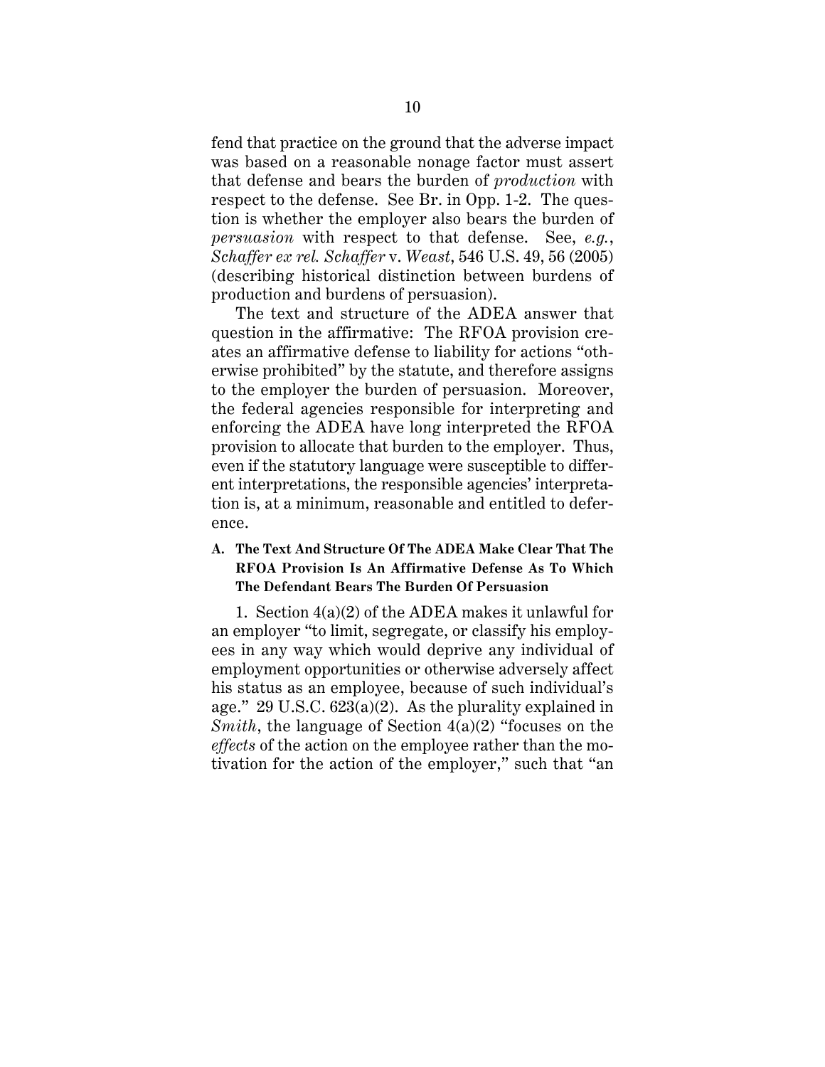fend that practice on the ground that the adverse impact was based on a reasonable nonage factor must assert that defense and bears the burden of *production* with respect to the defense. See Br. in Opp. 1-2. The question is whether the employer also bears the burden of *persuasion* with respect to that defense. See, *e.g.*, *Schaffer ex rel. Schaffer* v. *Weast*, 546 U.S. 49, 56 (2005) (describing historical distinction between burdens of production and burdens of persuasion).

The text and structure of the ADEA answer that question in the affirmative: The RFOA provision creates an affirmative defense to liability for actions "otherwise prohibited" by the statute, and therefore assigns to the employer the burden of persuasion. Moreover, the federal agencies responsible for interpreting and enforcing the ADEA have long interpreted the RFOA provision to allocate that burden to the employer. Thus, even if the statutory language were susceptible to different interpretations, the responsible agencies' interpretation is, at a minimum, reasonable and entitled to deference.

### A. The Text And Structure Of The ADEA Make Clear That The RFOA Provision Is An Affirmative Defense As To Which The Defendant Bears The Burden Of Persuasion

1. Section 4(a)(2) of the ADEA makes it unlawful for an employer "to limit, segregate, or classify his employees in any way which would deprive any individual of employment opportunities or otherwise adversely affect his status as an employee, because of such individual's age." 29 U.S.C. 623(a)(2). As the plurality explained in *Smith*, the language of Section 4(a)(2) "focuses on the *effects* of the action on the employee rather than the motivation for the action of the employer," such that "an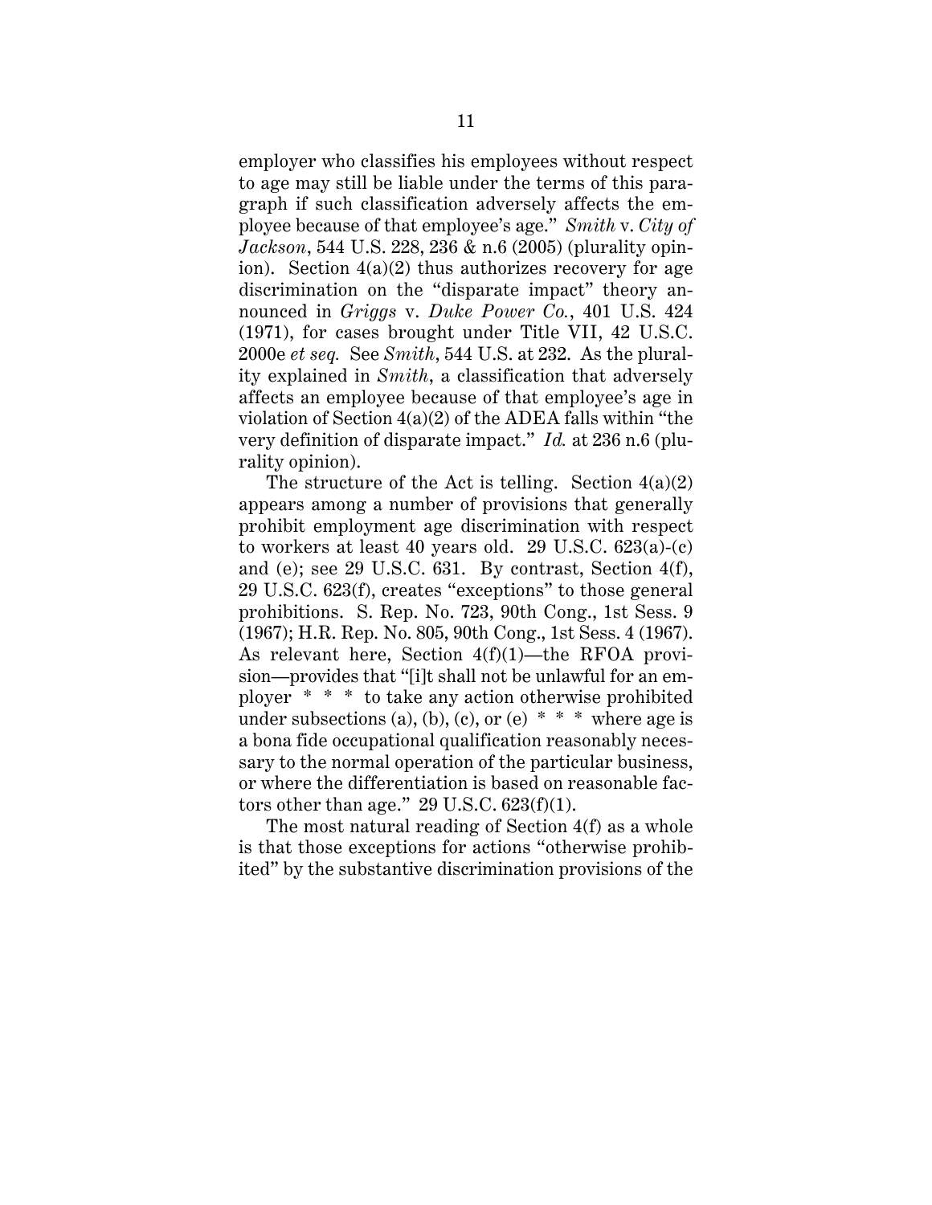employer who classifies his employees without respect to age may still be liable under the terms of this paragraph if such classification adversely affects the employee because of that employee's age." *Smith* v. *City of Jackson*, 544 U.S. 228, 236 & n.6 (2005) (plurality opinion). Section 4(a)(2) thus authorizes recovery for age discrimination on the "disparate impact" theory announced in *Griggs* v. *Duke Power Co.*, 401 U.S. 424 (1971), for cases brought under Title VII, 42 U.S.C. 2000e *et seq.* See *Smith*, 544 U.S. at 232. As the plurality explained in *Smith*, a classification that adversely affects an employee because of that employee's age in violation of Section 4(a)(2) of the ADEA falls within "the very definition of disparate impact." *Id.* at 236 n.6 (plurality opinion).

The structure of the Act is telling. Section 4(a)(2) appears among a number of provisions that generally prohibit employment age discrimination with respect to workers at least 40 years old. 29 U.S.C. 623(a)-(c) and (e); see 29 U.S.C. 631. By contrast, Section 4(f), 29 U.S.C. 623(f), creates "exceptions" to those general prohibitions. S. Rep. No. 723, 90th Cong., 1st Sess. 9 (1967); H.R. Rep. No. 805, 90th Cong., 1st Sess. 4 (1967). As relevant here, Section 4(f)(1)—the RFOA provision—provides that "[i]t shall not be unlawful for an employer * * * to take any action otherwise prohibited under subsections (a), (b), (c), or (e) * * * where age is a bona fide occupational qualification reasonably necessary to the normal operation of the particular business, or where the differentiation is based on reasonable factors other than age." 29 U.S.C. 623(f)(1).

The most natural reading of Section 4(f) as a whole is that those exceptions for actions "otherwise prohibited" by the substantive discrimination provisions of the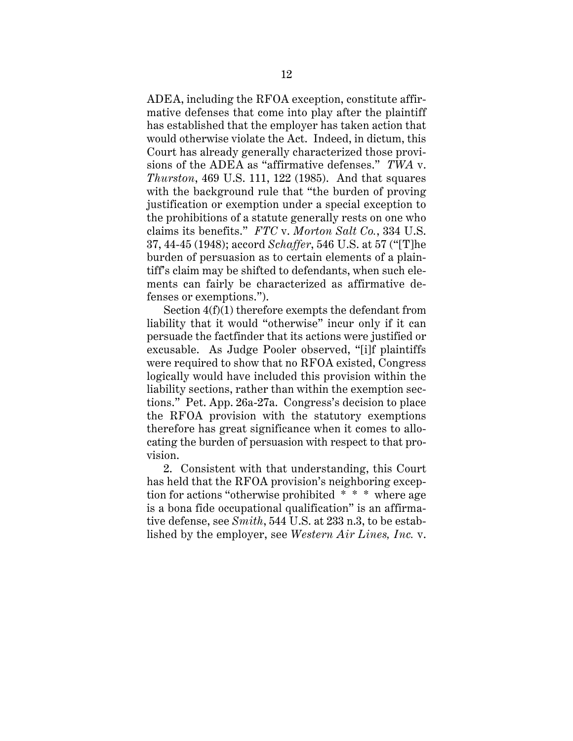ADEA, including the RFOA exception, constitute affirmative defenses that come into play after the plaintiff has established that the employer has taken action that would otherwise violate the Act. Indeed, in dictum, this Court has already generally characterized those provisions of the ADEA as "affirmative defenses." *TWA* v. *Thurston*, 469 U.S. 111, 122 (1985). And that squares with the background rule that "the burden of proving justification or exemption under a special exception to the prohibitions of a statute generally rests on one who claims its benefits." *FTC* v. *Morton Salt Co.*, 334 U.S. 37, 44-45 (1948); accord *Schaffer*, 546 U.S. at 57 ("[T]he burden of persuasion as to certain elements of a plaintiff's claim may be shifted to defendants, when such elements can fairly be characterized as affirmative defenses or exemptions.").

Section 4(f)(1) therefore exempts the defendant from liability that it would "otherwise" incur only if it can persuade the factfinder that its actions were justified or excusable. As Judge Pooler observed, "[i]f plaintiffs were required to show that no RFOA existed, Congress logically would have included this provision within the liability sections, rather than within the exemption sections." Pet. App. 26a-27a. Congress's decision to place the RFOA provision with the statutory exemptions therefore has great significance when it comes to allocating the burden of persuasion with respect to that provision.

2. Consistent with that understanding, this Court has held that the RFOA provision's neighboring exception for actions "otherwise prohibited * * * where age is a bona fide occupational qualification" is an affirmative defense, see *Smith*, 544 U.S. at 233 n.3, to be established by the employer, see *Western Air Lines, Inc.* v.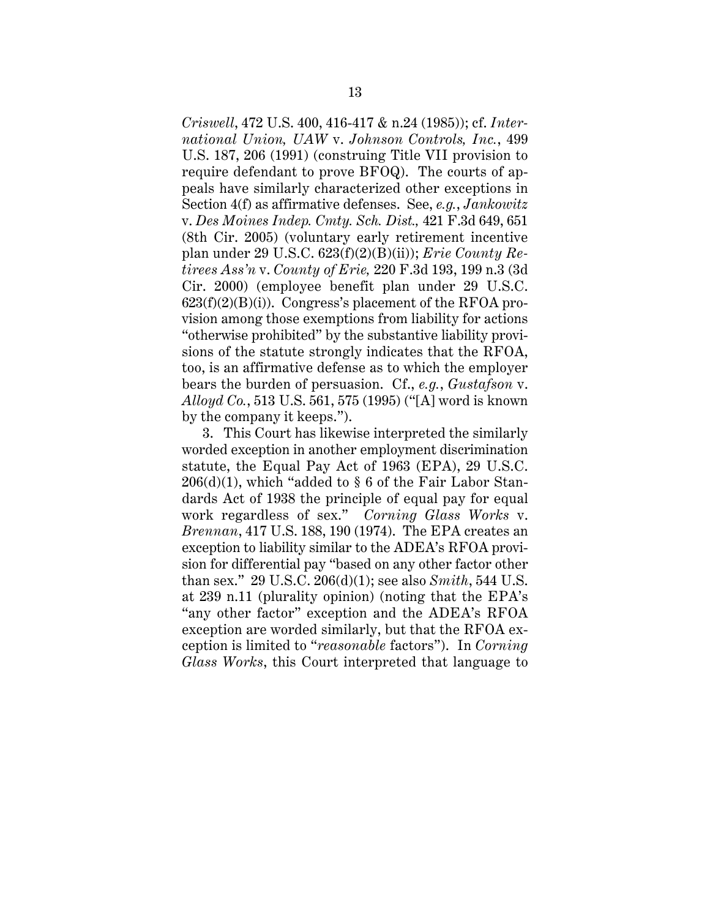*Criswell*, 472 U.S. 400, 416-417 & n.24 (1985)); cf. *International Union, UAW* v. *Johnson Controls, Inc.*, 499 U.S. 187, 206 (1991) (construing Title VII provision to require defendant to prove BFOQ). The courts of appeals have similarly characterized other exceptions in Section 4(f) as affirmative defenses. See, *e.g.*, *Jankowitz* v. *Des Moines Indep. Cmty. Sch. Dist.,* 421 F.3d 649, 651 (8th Cir. 2005) (voluntary early retirement incentive plan under 29 U.S.C. 623(f)(2)(B)(ii)); *Erie County Retirees Ass'n* v. *County of Erie,* 220 F.3d 193, 199 n.3 (3d Cir. 2000) (employee benefit plan under 29 U.S.C. 623(f)(2)(B)(i)). Congress's placement of the RFOA provision among those exemptions from liability for actions "otherwise prohibited" by the substantive liability provisions of the statute strongly indicates that the RFOA, too, is an affirmative defense as to which the employer bears the burden of persuasion. Cf., *e.g.*, *Gustafson* v. *Alloyd Co.*, 513 U.S. 561, 575 (1995) ("[A] word is known by the company it keeps.").

3. This Court has likewise interpreted the similarly worded exception in another employment discrimination statute, the Equal Pay Act of 1963 (EPA), 29 U.S.C. 206(d)(1), which "added to § 6 of the Fair Labor Standards Act of 1938 the principle of equal pay for equal work regardless of sex." *Corning Glass Works* v. *Brennan*, 417 U.S. 188, 190 (1974). The EPA creates an exception to liability similar to the ADEA's RFOA provision for differential pay "based on any other factor other than sex." 29 U.S.C. 206(d)(1); see also *Smith*, 544 U.S. at 239 n.11 (plurality opinion) (noting that the EPA's "any other factor" exception and the ADEA's RFOA exception are worded similarly, but that the RFOA exception is limited to "*reasonable* factors"). In *Corning Glass Works*, this Court interpreted that language to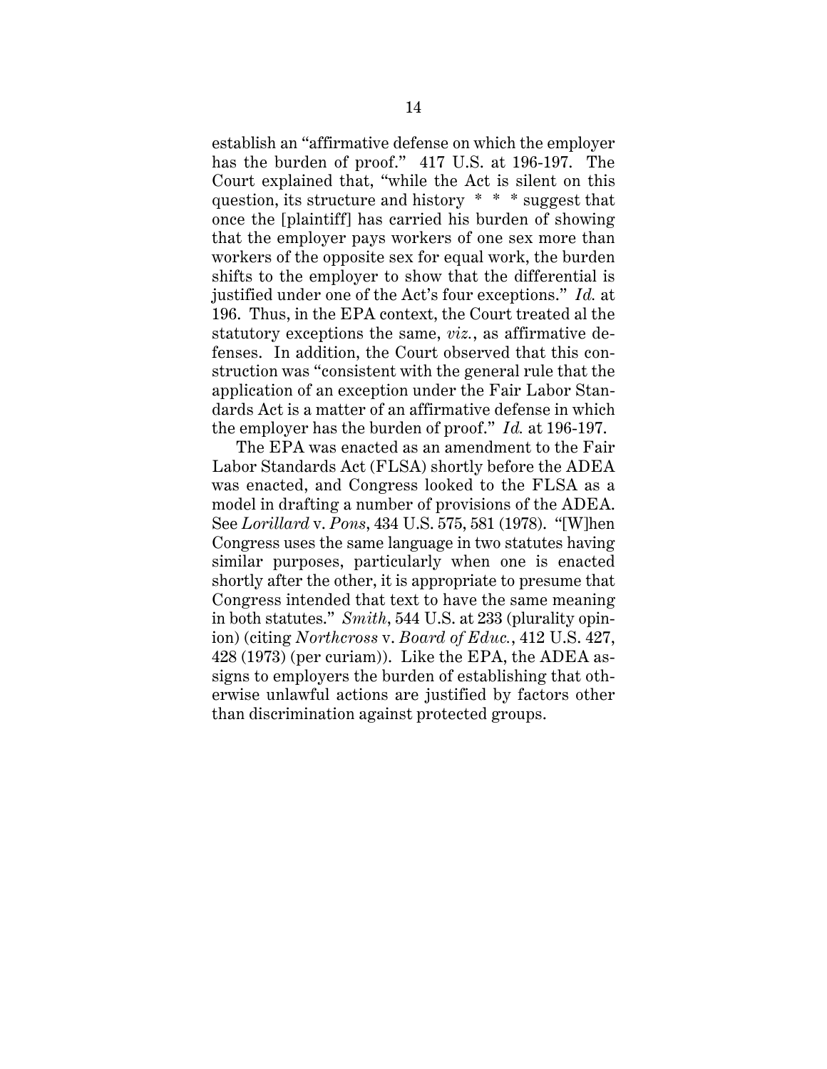establish an "affirmative defense on which the employer has the burden of proof." 417 U.S. at 196-197. The Court explained that, "while the Act is silent on this question, its structure and history * * * suggest that once the [plaintiff] has carried his burden of showing that the employer pays workers of one sex more than workers of the opposite sex for equal work, the burden shifts to the employer to show that the differential is justified under one of the Act's four exceptions." *Id.* at 196. Thus, in the EPA context, the Court treated al the statutory exceptions the same, *viz.*, as affirmative defenses. In addition, the Court observed that this construction was "consistent with the general rule that the application of an exception under the Fair Labor Standards Act is a matter of an affirmative defense in which the employer has the burden of proof." *Id.* at 196-197.

The EPA was enacted as an amendment to the Fair Labor Standards Act (FLSA) shortly before the ADEA was enacted, and Congress looked to the FLSA as a model in drafting a number of provisions of the ADEA. See *Lorillard* v. *Pons*, 434 U.S. 575, 581 (1978). "[W]hen Congress uses the same language in two statutes having similar purposes, particularly when one is enacted shortly after the other, it is appropriate to presume that Congress intended that text to have the same meaning in both statutes." *Smith*, 544 U.S. at 233 (plurality opinion) (citing *Northcross* v. *Board of Educ.*, 412 U.S. 427, 428 (1973) (per curiam)). Like the EPA, the ADEA assigns to employers the burden of establishing that otherwise unlawful actions are justified by factors other than discrimination against protected groups.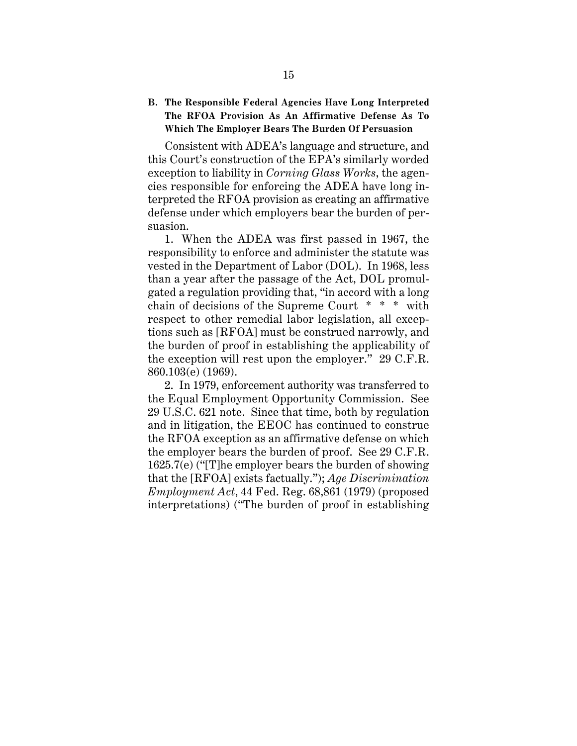### B. The Responsible Federal Agencies Have Long Interpreted The RFOA Provision As An Affirmative Defense As To Which The Employer Bears The Burden Of Persuasion

Consistent with ADEA's language and structure, and this Court's construction of the EPA's similarly worded exception to liability in *Corning Glass Works*, the agencies responsible for enforcing the ADEA have long interpreted the RFOA provision as creating an affirmative defense under which employers bear the burden of persuasion.

1. When the ADEA was first passed in 1967, the responsibility to enforce and administer the statute was vested in the Department of Labor (DOL). In 1968, less than a year after the passage of the Act, DOL promulgated a regulation providing that, "in accord with a long chain of decisions of the Supreme Court * * * with respect to other remedial labor legislation, all exceptions such as [RFOA] must be construed narrowly, and the burden of proof in establishing the applicability of the exception will rest upon the employer." 29 C.F.R. 860.103(e) (1969).

2. In 1979, enforcement authority was transferred to the Equal Employment Opportunity Commission. See 29 U.S.C. 621 note. Since that time, both by regulation and in litigation, the EEOC has continued to construe the RFOA exception as an affirmative defense on which the employer bears the burden of proof. See 29 C.F.R. 1625.7(e) ("[T]he employer bears the burden of showing that the [RFOA] exists factually."); *Age Discrimination Employment Act*, 44 Fed. Reg. 68,861 (1979) (proposed interpretations) ("The burden of proof in establishing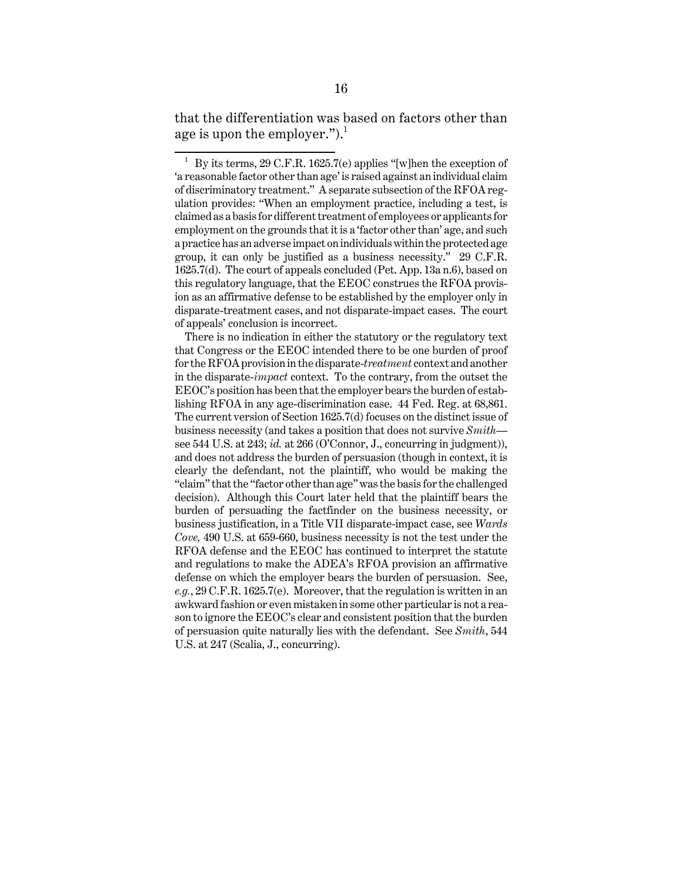that the differentiation was based on factors other than age is upon the employer.").[1]

---

[1] By its terms, 29 C.F.R. 1625.7(e) applies "[w]hen the exception of 'a reasonable factor other than age' is raised against an individual claim of discriminatory treatment." A separate subsection of the RFOA regulation provides: "When an employment practice, including a test, is claimed as a basis for different treatment of employees or applicants for employment on the grounds that it is a 'factor other than' age, and such a practice has an adverse impact on individuals within the protected age group, it can only be justified as a business necessity." 29 C.F.R. 1625.7(d). The court of appeals concluded (Pet. App. 13a n.6), based on this regulatory language, that the EEOC construes the RFOA provision as an affirmative defense to be established by the employer only in disparate-treatment cases, and not disparate-impact cases. The court of appeals' conclusion is incorrect.

There is no indication in either the statutory or the regulatory text that Congress or the EEOC intended there to be one burden of proof for the RFOA provision in the disparate-*treatment* context and another in the disparate-*impact* context. To the contrary, from the outset the EEOC's position has been that the employer bears the burden of establishing RFOA in any age-discrimination case. 44 Fed. Reg. at 68,861. The current version of Section 1625.7(d) focuses on the distinct issue of business necessity (and takes a position that does not survive *Smith*—see 544 U.S. at 243; *id.* at 266 (O'Connor, J., concurring in judgment)), and does not address the burden of persuasion (though in context, it is clearly the defendant, not the plaintiff, who would be making the "claim" that the "factor other than age" was the basis for the challenged decision). Although this Court later held that the plaintiff bears the burden of persuading the factfinder on the business necessity, or business justification, in a Title VII disparate-impact case, see *Wards Cove,* 490 U.S. at 659-660, business necessity is not the test under the RFOA defense and the EEOC has continued to interpret the statute and regulations to make the ADEA's RFOA provision an affirmative defense on which the employer bears the burden of persuasion. See, *e.g.*, 29 C.F.R. 1625.7(e). Moreover, that the regulation is written in an awkward fashion or even mistaken in some other particular is not a reason to ignore the EEOC's clear and consistent position that the burden of persuasion quite naturally lies with the defendant. See *Smith*, 544 U.S. at 247 (Scalia, J., concurring).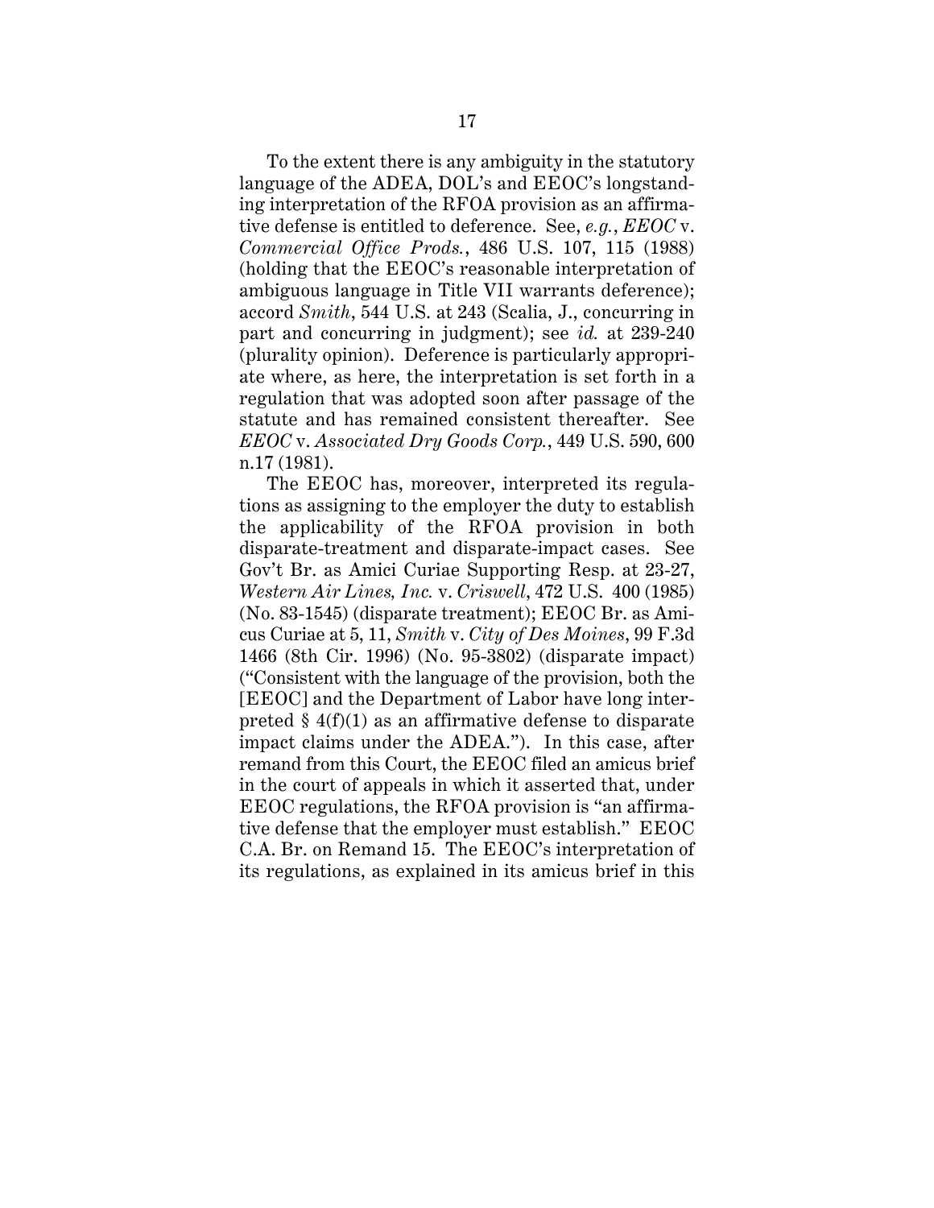To the extent there is any ambiguity in the statutory language of the ADEA, DOL's and EEOC's longstanding interpretation of the RFOA provision as an affirmative defense is entitled to deference. See, *e.g.*, *EEOC* v. *Commercial Office Prods.*, 486 U.S. 107, 115 (1988) (holding that the EEOC's reasonable interpretation of ambiguous language in Title VII warrants deference); accord *Smith*, 544 U.S. at 243 (Scalia, J., concurring in part and concurring in judgment); see *id.* at 239-240 (plurality opinion). Deference is particularly appropriate where, as here, the interpretation is set forth in a regulation that was adopted soon after passage of the statute and has remained consistent thereafter. See *EEOC* v. *Associated Dry Goods Corp.*, 449 U.S. 590, 600 n.17 (1981).

The EEOC has, moreover, interpreted its regulations as assigning to the employer the duty to establish the applicability of the RFOA provision in both disparate-treatment and disparate-impact cases. See Gov't Br. as Amici Curiae Supporting Resp. at 23-27, *Western Air Lines, Inc.* v. *Criswell*, 472 U.S. 400 (1985) (No. 83-1545) (disparate treatment); EEOC Br. as Amicus Curiae at 5, 11, *Smith* v. *City of Des Moines*, 99 F.3d 1466 (8th Cir. 1996) (No. 95-3802) (disparate impact) ("Consistent with the language of the provision, both the [EEOC] and the Department of Labor have long interpreted § 4(f)(1) as an affirmative defense to disparate impact claims under the ADEA."). In this case, after remand from this Court, the EEOC filed an amicus brief in the court of appeals in which it asserted that, under EEOC regulations, the RFOA provision is "an affirmative defense that the employer must establish." EEOC C.A. Br. on Remand 15. The EEOC's interpretation of its regulations, as explained in its amicus brief in this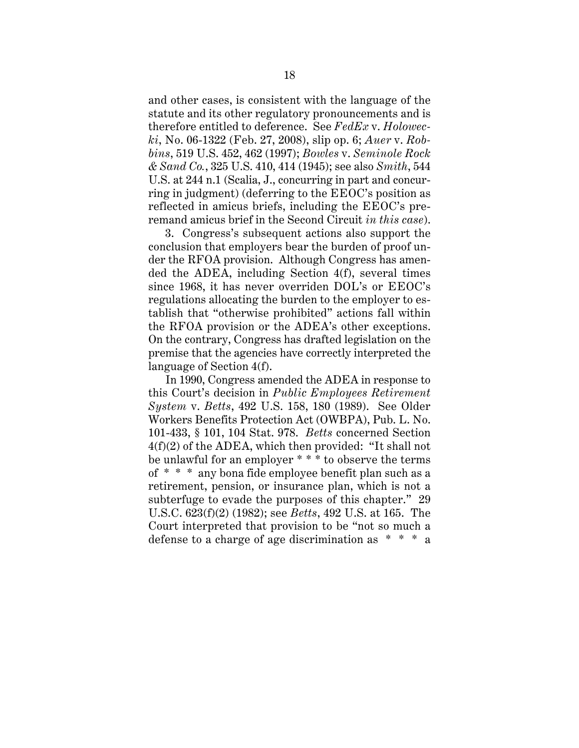and other cases, is consistent with the language of the statute and its other regulatory pronouncements and is therefore entitled to deference. See *FedEx* v. *Holowecki*, No. 06-1322 (Feb. 27, 2008), slip op. 6; *Auer* v. *Robbins*, 519 U.S. 452, 462 (1997); *Bowles* v. *Seminole Rock & Sand Co.*, 325 U.S. 410, 414 (1945); see also *Smith*, 544 U.S. at 244 n.1 (Scalia, J., concurring in part and concurring in judgment) (deferring to the EEOC's position as reflected in amicus briefs, including the EEOC's pre-remand amicus brief in the Second Circuit *in this case*).

3. Congress's subsequent actions also support the conclusion that employers bear the burden of proof under the RFOA provision. Although Congress has amended the ADEA, including Section 4(f), several times since 1968, it has never overriden DOL's or EEOC's regulations allocating the burden to the employer to establish that "otherwise prohibited" actions fall within the RFOA provision or the ADEA's other exceptions. On the contrary, Congress has drafted legislation on the premise that the agencies have correctly interpreted the language of Section 4(f).

In 1990, Congress amended the ADEA in response to this Court's decision in *Public Employees Retirement System* v. *Betts*, 492 U.S. 158, 180 (1989). See Older Workers Benefits Protection Act (OWBPA), Pub. L. No. 101-433, § 101, 104 Stat. 978. *Betts* concerned Section 4(f)(2) of the ADEA, which then provided: "It shall not be unlawful for an employer * * * to observe the terms of * * * any bona fide employee benefit plan such as a retirement, pension, or insurance plan, which is not a subterfuge to evade the purposes of this chapter." 29 U.S.C. 623(f)(2) (1982); see *Betts*, 492 U.S. at 165. The Court interpreted that provision to be "not so much a defense to a charge of age discrimination as * * * a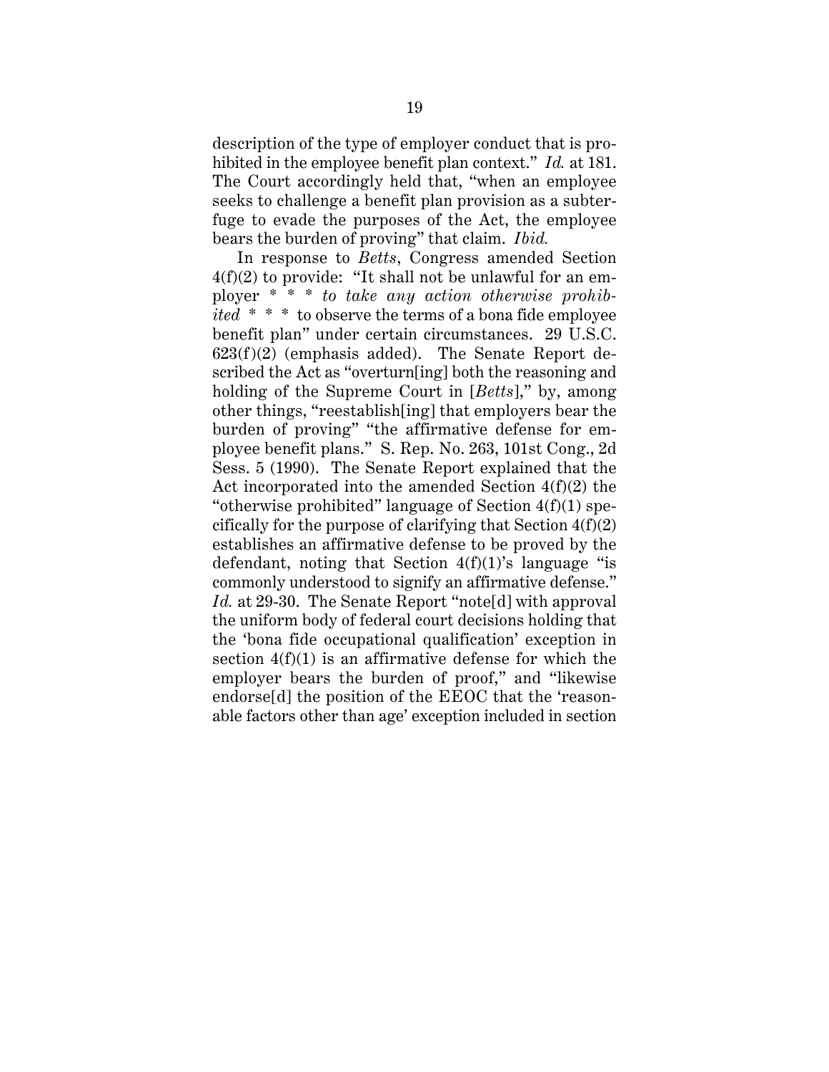description of the type of employer conduct that is prohibited in the employee benefit plan context." *Id.* at 181. The Court accordingly held that, "when an employee seeks to challenge a benefit plan provision as a subterfuge to evade the purposes of the Act, the employee bears the burden of proving" that claim. *Ibid.*

In response to *Betts*, Congress amended Section 4(f)(2) to provide: "It shall not be unlawful for an employer * * * *to take any action otherwise prohibited* * * * to observe the terms of a bona fide employee benefit plan" under certain circumstances. 29 U.S.C. 623(f)(2) (emphasis added). The Senate Report described the Act as "overturn[ing] both the reasoning and holding of the Supreme Court in [*Betts*]," by, among other things, "reestablish[ing] that employers bear the burden of proving" "the affirmative defense for employee benefit plans." S. Rep. No. 263, 101st Cong., 2d Sess. 5 (1990). The Senate Report explained that the Act incorporated into the amended Section 4(f)(2) the "otherwise prohibited" language of Section 4(f)(1) specifically for the purpose of clarifying that Section 4(f)(2) establishes an affirmative defense to be proved by the defendant, noting that Section 4(f)(1)'s language "is commonly understood to signify an affirmative defense." *Id.* at 29-30. The Senate Report "note[d] with approval the uniform body of federal court decisions holding that the 'bona fide occupational qualification' exception in section 4(f)(1) is an affirmative defense for which the employer bears the burden of proof," and "likewise endorse[d] the position of the EEOC that the 'reasonable factors other than age' exception included in section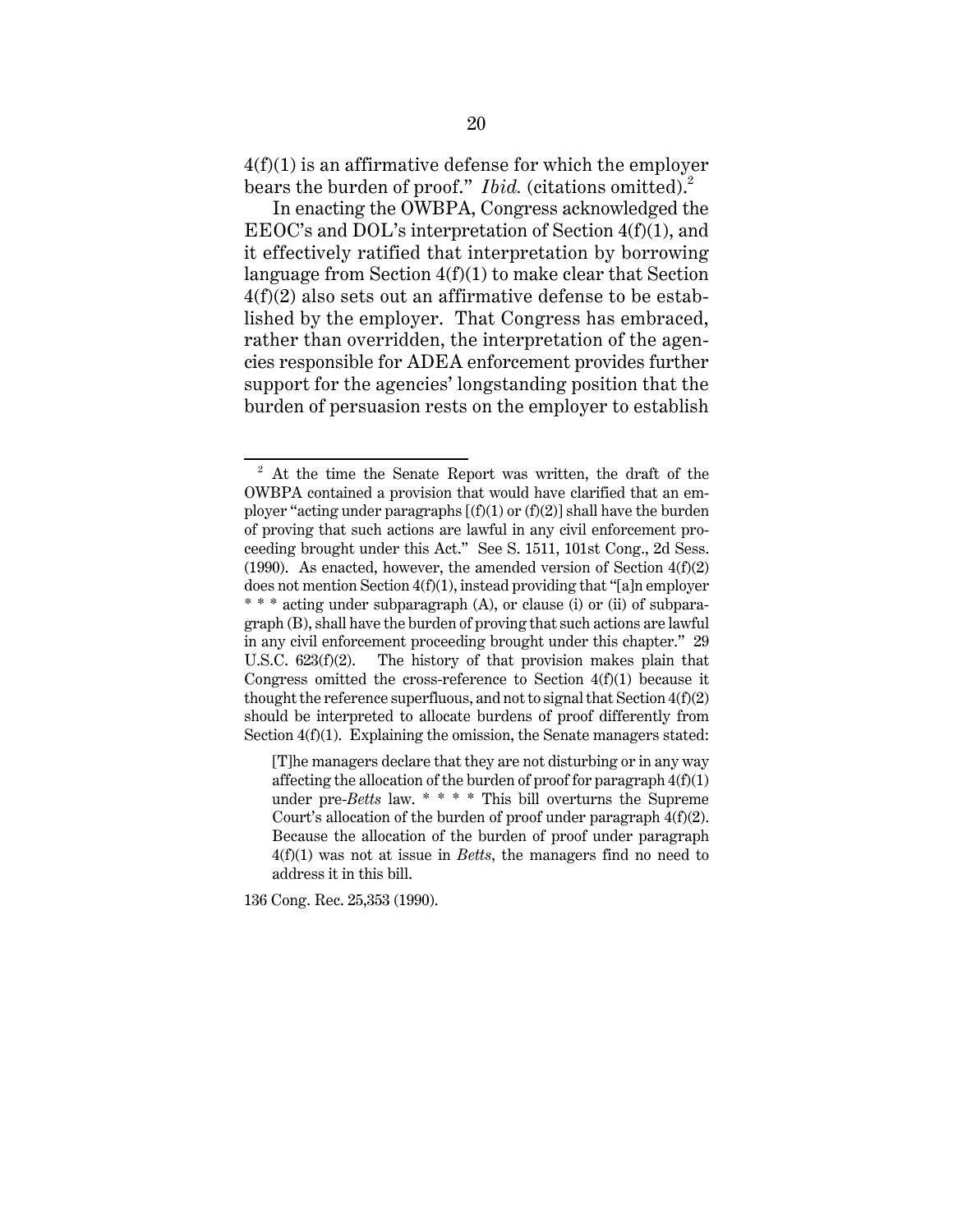4(f)(1) is an affirmative defense for which the employer bears the burden of proof." *Ibid.* (citations omitted).[2]

In enacting the OWBPA, Congress acknowledged the EEOC's and DOL's interpretation of Section 4(f)(1), and it effectively ratified that interpretation by borrowing language from Section 4(f)(1) to make clear that Section 4(f)(2) also sets out an affirmative defense to be established by the employer. That Congress has embraced, rather than overridden, the interpretation of the agencies responsible for ADEA enforcement provides further support for the agencies' longstanding position that the burden of persuasion rests on the employer to establish

---

[2] At the time the Senate Report was written, the draft of the OWBPA contained a provision that would have clarified that an employer "acting under paragraphs [(f)(1) or (f)(2)] shall have the burden of proving that such actions are lawful in any civil enforcement proceeding brought under this Act." See S. 1511, 101st Cong., 2d Sess. (1990). As enacted, however, the amended version of Section 4(f)(2) does not mention Section 4(f)(1), instead providing that "[a]n employer * * * acting under subparagraph (A), or clause (i) or (ii) of subparagraph (B), shall have the burden of proving that such actions are lawful in any civil enforcement proceeding brought under this chapter." 29 U.S.C. 623(f)(2). The history of that provision makes plain that Congress omitted the cross-reference to Section 4(f)(1) because it thought the reference superfluous, and not to signal that Section 4(f)(2) should be interpreted to allocate burdens of proof differently from Section 4(f)(1). Explaining the omission, the Senate managers stated:

> [T]he managers declare that they are not disturbing or in any way affecting the allocation of the burden of proof for paragraph 4(f)(1) under pre-*Betts* law. * * * * This bill overturns the Supreme Court's allocation of the burden of proof under paragraph 4(f)(2). Because the allocation of the burden of proof under paragraph 4(f)(1) was not at issue in *Betts*, the managers find no need to address it in this bill.

136 Cong. Rec. 25,353 (1990).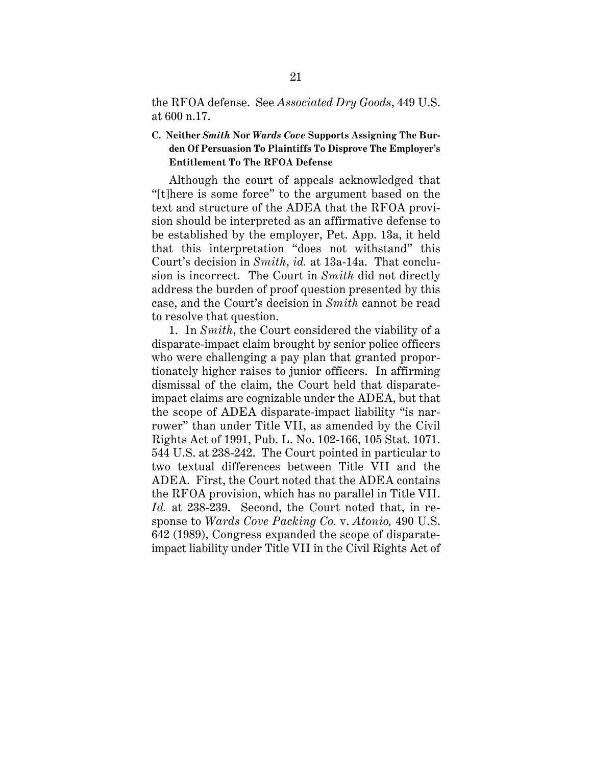the RFOA defense. See *Associated Dry Goods*, 449 U.S. at 600 n.17.

### C. Neither *Smith* Nor *Wards Cove* Supports Assigning The Burden Of Persuasion To Plaintiffs To Disprove The Employer's Entitlement To The RFOA Defense

Although the court of appeals acknowledged that "[t]here is some force" to the argument based on the text and structure of the ADEA that the RFOA provision should be interpreted as an affirmative defense to be established by the employer, Pet. App. 13a, it held that this interpretation "does not withstand" this Court's decision in *Smith*, *id.* at 13a-14a. That conclusion is incorrect. The Court in *Smith* did not directly address the burden of proof question presented by this case, and the Court's decision in *Smith* cannot be read to resolve that question.

1. In *Smith*, the Court considered the viability of a disparate-impact claim brought by senior police officers who were challenging a pay plan that granted proportionately higher raises to junior officers. In affirming dismissal of the claim, the Court held that disparate-impact claims are cognizable under the ADEA, but that the scope of ADEA disparate-impact liability "is narrower" than under Title VII, as amended by the Civil Rights Act of 1991, Pub. L. No. 102-166, 105 Stat. 1071. 544 U.S. at 238-242. The Court pointed in particular to two textual differences between Title VII and the ADEA. First, the Court noted that the ADEA contains the RFOA provision, which has no parallel in Title VII. *Id.* at 238-239. Second, the Court noted that, in response to *Wards Cove Packing Co.* v. *Atonio,* 490 U.S. 642 (1989), Congress expanded the scope of disparate-impact liability under Title VII in the Civil Rights Act of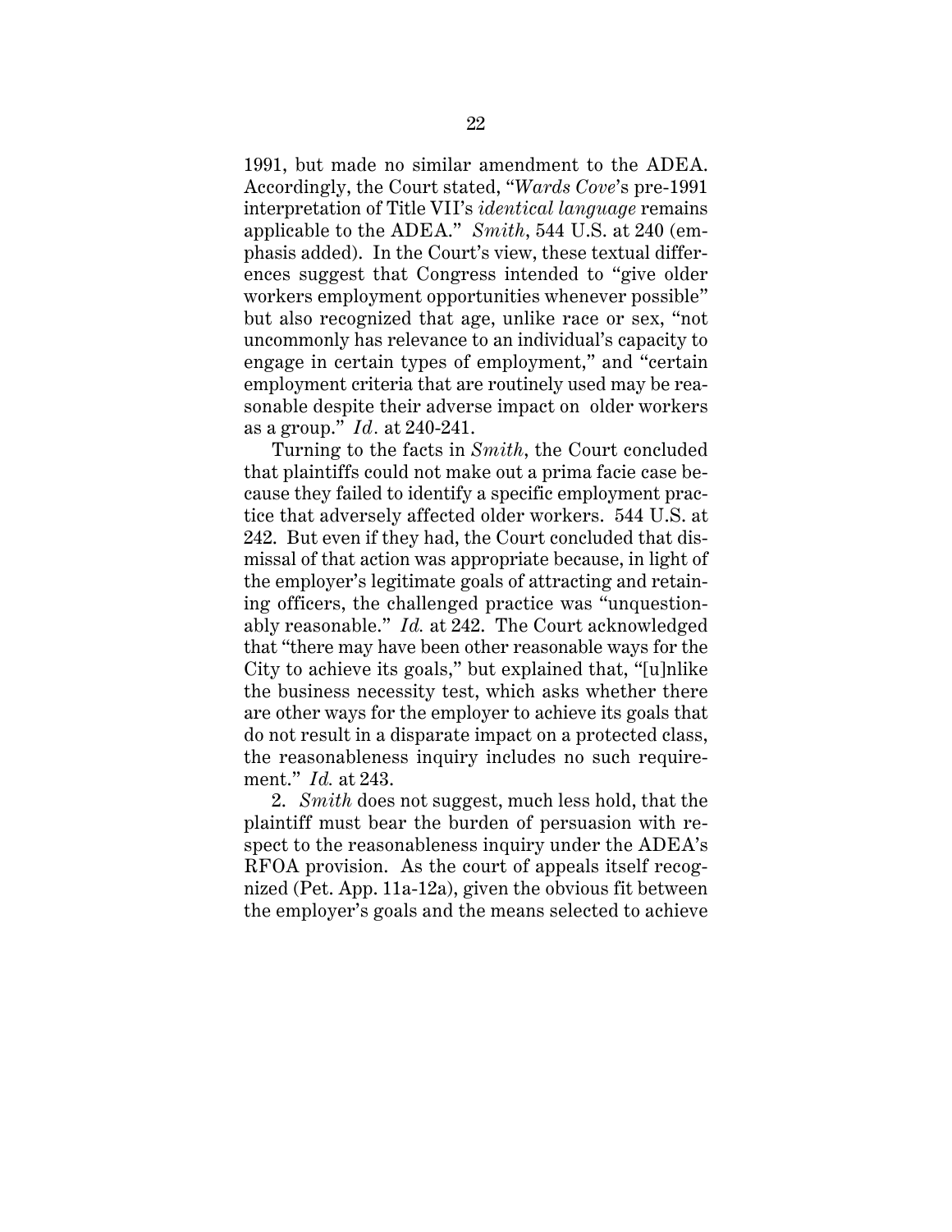1991, but made no similar amendment to the ADEA. Accordingly, the Court stated, "*Wards Cove*'s pre-1991 interpretation of Title VII's *identical language* remains applicable to the ADEA." *Smith*, 544 U.S. at 240 (emphasis added). In the Court's view, these textual differences suggest that Congress intended to "give older workers employment opportunities whenever possible" but also recognized that age, unlike race or sex, "not uncommonly has relevance to an individual's capacity to engage in certain types of employment," and "certain employment criteria that are routinely used may be reasonable despite their adverse impact on older workers as a group." *Id.* at 240-241.

Turning to the facts in *Smith*, the Court concluded that plaintiffs could not make out a prima facie case because they failed to identify a specific employment practice that adversely affected older workers. 544 U.S. at 242. But even if they had, the Court concluded that dismissal of that action was appropriate because, in light of the employer's legitimate goals of attracting and retaining officers, the challenged practice was "unquestionably reasonable." *Id.* at 242. The Court acknowledged that "there may have been other reasonable ways for the City to achieve its goals," but explained that, "[u]nlike the business necessity test, which asks whether there are other ways for the employer to achieve its goals that do not result in a disparate impact on a protected class, the reasonableness inquiry includes no such requirement." *Id.* at 243.

2. *Smith* does not suggest, much less hold, that the plaintiff must bear the burden of persuasion with respect to the reasonableness inquiry under the ADEA's RFOA provision. As the court of appeals itself recognized (Pet. App. 11a-12a), given the obvious fit between the employer's goals and the means selected to achieve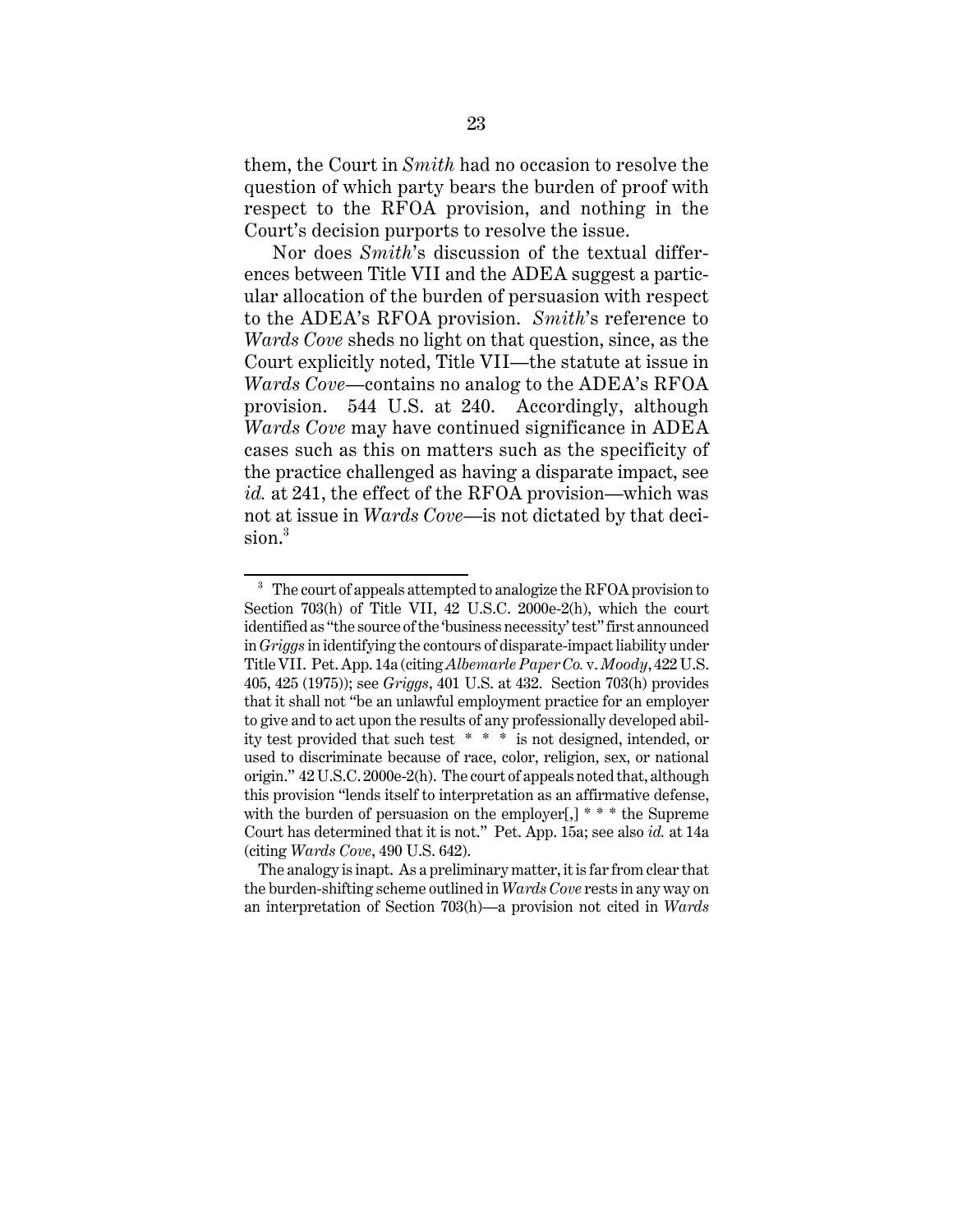them, the Court in *Smith* had no occasion to resolve the question of which party bears the burden of proof with respect to the RFOA provision, and nothing in the Court's decision purports to resolve the issue.

Nor does *Smith*'s discussion of the textual differences between Title VII and the ADEA suggest a particular allocation of the burden of persuasion with respect to the ADEA's RFOA provision. *Smith*'s reference to *Wards Cove* sheds no light on that question, since, as the Court explicitly noted, Title VII—the statute at issue in *Wards Cove*—contains no analog to the ADEA's RFOA provision. 544 U.S. at 240. Accordingly, although *Wards Cove* may have continued significance in ADEA cases such as this on matters such as the specificity of the practice challenged as having a disparate impact, see *id.* at 241, the effect of the RFOA provision—which was not at issue in *Wards Cove*—is not dictated by that decision.[3]

---

[3] The court of appeals attempted to analogize the RFOA provision to Section 703(h) of Title VII, 42 U.S.C. 2000e-2(h), which the court identified as "the source of the 'business necessity' test" first announced in *Griggs* in identifying the contours of disparate-impact liability under Title VII. Pet. App. 14a (citing *Albemarle Paper Co.* v. *Moody*, 422 U.S. 405, 425 (1975)); see *Griggs*, 401 U.S. at 432. Section 703(h) provides that it shall not "be an unlawful employment practice for an employer to give and to act upon the results of any professionally developed ability test provided that such test * * * is not designed, intended, or used to discriminate because of race, color, religion, sex, or national origin." 42 U.S.C. 2000e-2(h). The court of appeals noted that, although this provision "lends itself to interpretation as an affirmative defense, with the burden of persuasion on the employer[,] * * * the Supreme Court has determined that it is not." Pet. App. 15a; see also *id.* at 14a (citing *Wards Cove*, 490 U.S. 642).

The analogy is inapt. As a preliminary matter, it is far from clear that the burden-shifting scheme outlined in *Wards Cove* rests in any way on an interpretation of Section 703(h)—a provision not cited in *Wards*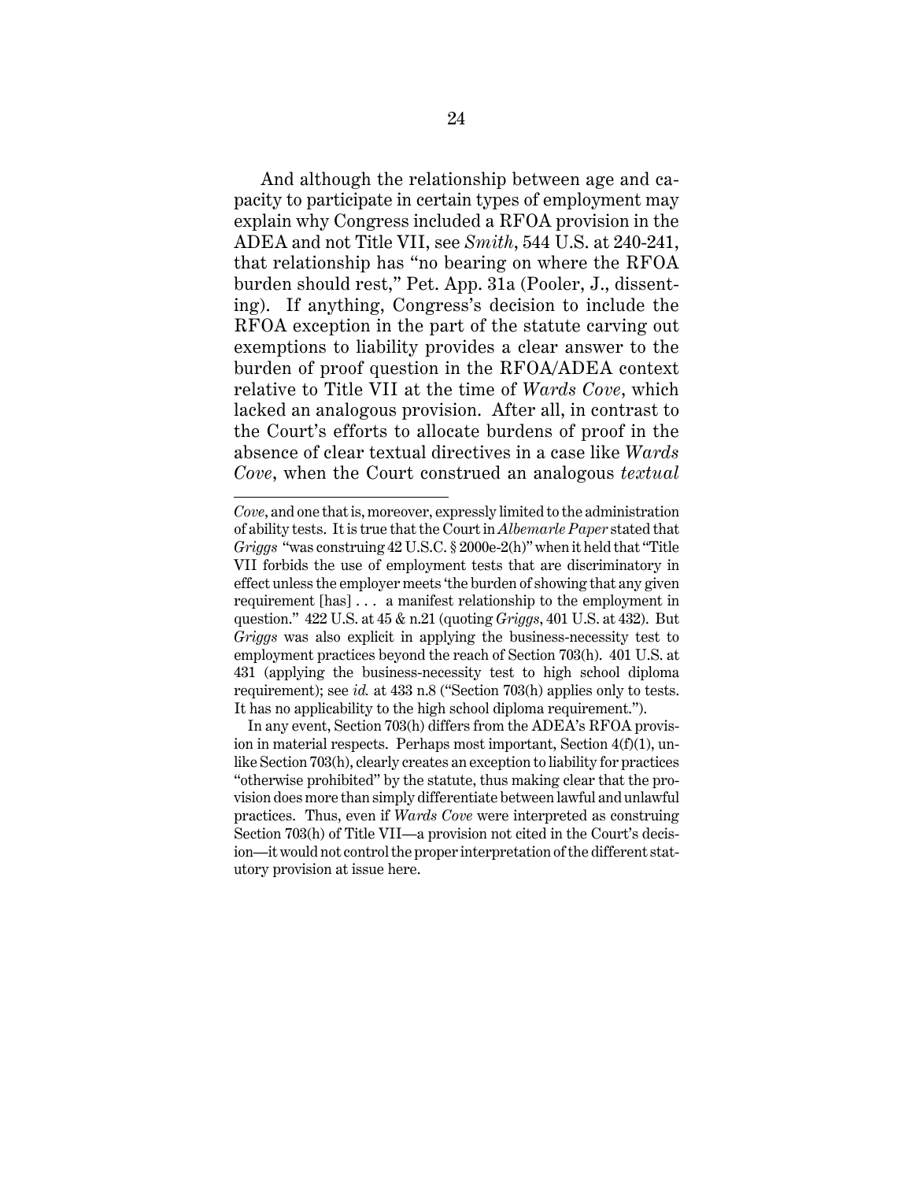And although the relationship between age and capacity to participate in certain types of employment may explain why Congress included a RFOA provision in the ADEA and not Title VII, see *Smith*, 544 U.S. at 240-241, that relationship has "no bearing on where the RFOA burden should rest," Pet. App. 31a (Pooler, J., dissenting). If anything, Congress's decision to include the RFOA exception in the part of the statute carving out exemptions to liability provides a clear answer to the burden of proof question in the RFOA/ADEA context relative to Title VII at the time of *Wards Cove*, which lacked an analogous provision. After all, in contrast to the Court's efforts to allocate burdens of proof in the absence of clear textual directives in a case like *Wards Cove*, when the Court construed an analogous *textual*

---

*Cove*, and one that is, moreover, expressly limited to the administration of ability tests. It is true that the Court in *Albemarle Paper* stated that *Griggs* "was construing 42 U.S.C. § 2000e-2(h)" when it held that "Title VII forbids the use of employment tests that are discriminatory in effect unless the employer meets 'the burden of showing that any given requirement [has] . . . a manifest relationship to the employment in question." 422 U.S. at 45 & n.21 (quoting *Griggs*, 401 U.S. at 432). But *Griggs* was also explicit in applying the business-necessity test to employment practices beyond the reach of Section 703(h). 401 U.S. at 431 (applying the business-necessity test to high school diploma requirement); see *id.* at 433 n.8 ("Section 703(h) applies only to tests. It has no applicability to the high school diploma requirement.").

In any event, Section 703(h) differs from the ADEA's RFOA provision in material respects. Perhaps most important, Section 4(f)(1), unlike Section 703(h), clearly creates an exception to liability for practices "otherwise prohibited" by the statute, thus making clear that the provision does more than simply differentiate between lawful and unlawful practices. Thus, even if *Wards Cove* were interpreted as construing Section 703(h) of Title VII—a provision not cited in the Court's decision—it would not control the proper interpretation of the different statutory provision at issue here.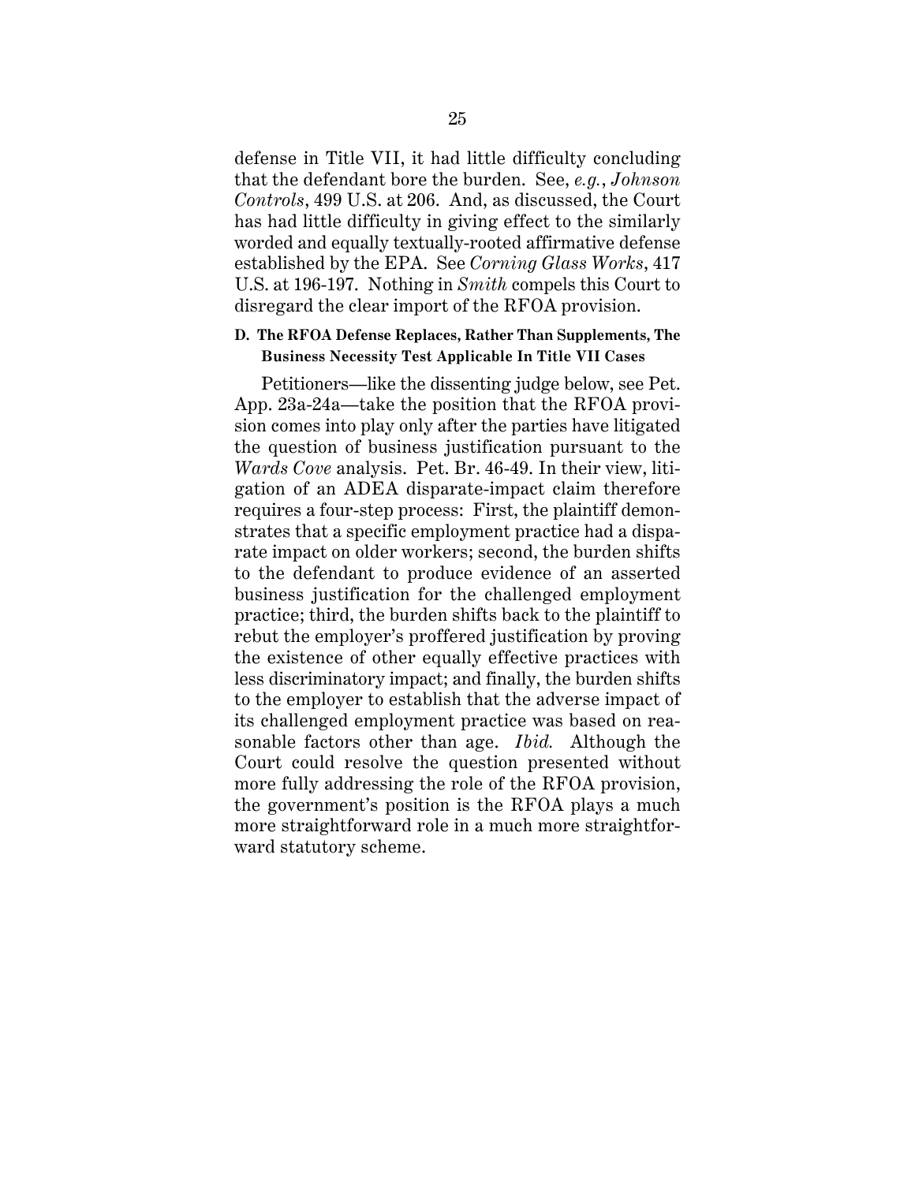defense in Title VII, it had little difficulty concluding that the defendant bore the burden. See, *e.g.*, *Johnson Controls*, 499 U.S. at 206. And, as discussed, the Court has had little difficulty in giving effect to the similarly worded and equally textually-rooted affirmative defense established by the EPA. See *Corning Glass Works*, 417 U.S. at 196-197. Nothing in *Smith* compels this Court to disregard the clear import of the RFOA provision.

### D. The RFOA Defense Replaces, Rather Than Supplements, The Business Necessity Test Applicable In Title VII Cases

Petitioners—like the dissenting judge below, see Pet. App. 23a-24a—take the position that the RFOA provision comes into play only after the parties have litigated the question of business justification pursuant to the *Wards Cove* analysis. Pet. Br. 46-49. In their view, litigation of an ADEA disparate-impact claim therefore requires a four-step process: First, the plaintiff demonstrates that a specific employment practice had a disparate impact on older workers; second, the burden shifts to the defendant to produce evidence of an asserted business justification for the challenged employment practice; third, the burden shifts back to the plaintiff to rebut the employer's proffered justification by proving the existence of other equally effective practices with less discriminatory impact; and finally, the burden shifts to the employer to establish that the adverse impact of its challenged employment practice was based on reasonable factors other than age. *Ibid.* Although the Court could resolve the question presented without more fully addressing the role of the RFOA provision, the government's position is the RFOA plays a much more straightforward role in a much more straightforward statutory scheme.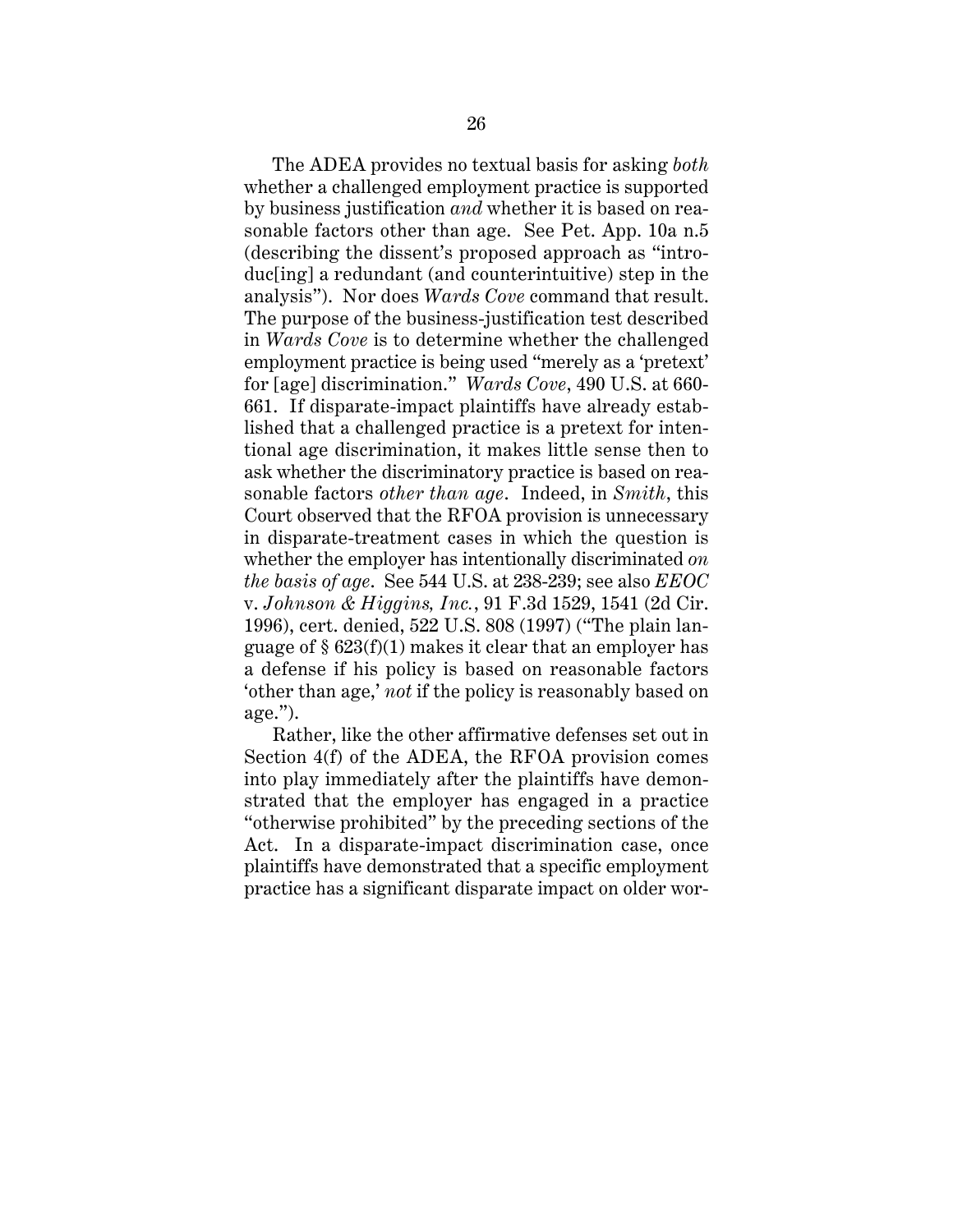The ADEA provides no textual basis for asking *both* whether a challenged employment practice is supported by business justification *and* whether it is based on reasonable factors other than age. See Pet. App. 10a n.5 (describing the dissent's proposed approach as "introduc[ing] a redundant (and counterintuitive) step in the analysis"). Nor does *Wards Cove* command that result. The purpose of the business-justification test described in *Wards Cove* is to determine whether the challenged employment practice is being used "merely as a 'pretext' for [age] discrimination." *Wards Cove*, 490 U.S. at 660-661. If disparate-impact plaintiffs have already established that a challenged practice is a pretext for intentional age discrimination, it makes little sense then to ask whether the discriminatory practice is based on reasonable factors *other than age*. Indeed, in *Smith*, this Court observed that the RFOA provision is unnecessary in disparate-treatment cases in which the question is whether the employer has intentionally discriminated *on the basis of age*. See 544 U.S. at 238-239; see also *EEOC* v. *Johnson & Higgins, Inc.*, 91 F.3d 1529, 1541 (2d Cir. 1996), cert. denied, 522 U.S. 808 (1997) ("The plain language of § 623(f)(1) makes it clear that an employer has a defense if his policy is based on reasonable factors 'other than age,' *not* if the policy is reasonably based on age.").

Rather, like the other affirmative defenses set out in Section 4(f) of the ADEA, the RFOA provision comes into play immediately after the plaintiffs have demonstrated that the employer has engaged in a practice "otherwise prohibited" by the preceding sections of the Act. In a disparate-impact discrimination case, once plaintiffs have demonstrated that a specific employment practice has a significant disparate impact on older wor-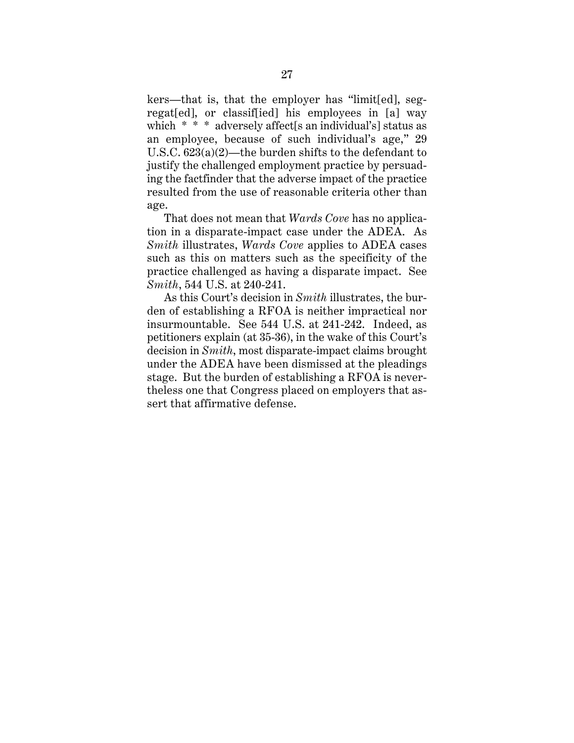kers—that is, that the employer has "limit[ed], segregat[ed], or classif[ied] his employees in [a] way which * * * adversely affect[s an individual's] status as an employee, because of such individual's age," 29 U.S.C. 623(a)(2)—the burden shifts to the defendant to justify the challenged employment practice by persuading the factfinder that the adverse impact of the practice resulted from the use of reasonable criteria other than age.

That does not mean that *Wards Cove* has no application in a disparate-impact case under the ADEA. As *Smith* illustrates, *Wards Cove* applies to ADEA cases such as this on matters such as the specificity of the practice challenged as having a disparate impact. See *Smith*, 544 U.S. at 240-241.

As this Court's decision in *Smith* illustrates, the burden of establishing a RFOA is neither impractical nor insurmountable. See 544 U.S. at 241-242. Indeed, as petitioners explain (at 35-36), in the wake of this Court's decision in *Smith*, most disparate-impact claims brought under the ADEA have been dismissed at the pleadings stage. But the burden of establishing a RFOA is nevertheless one that Congress placed on employers that assert that affirmative defense.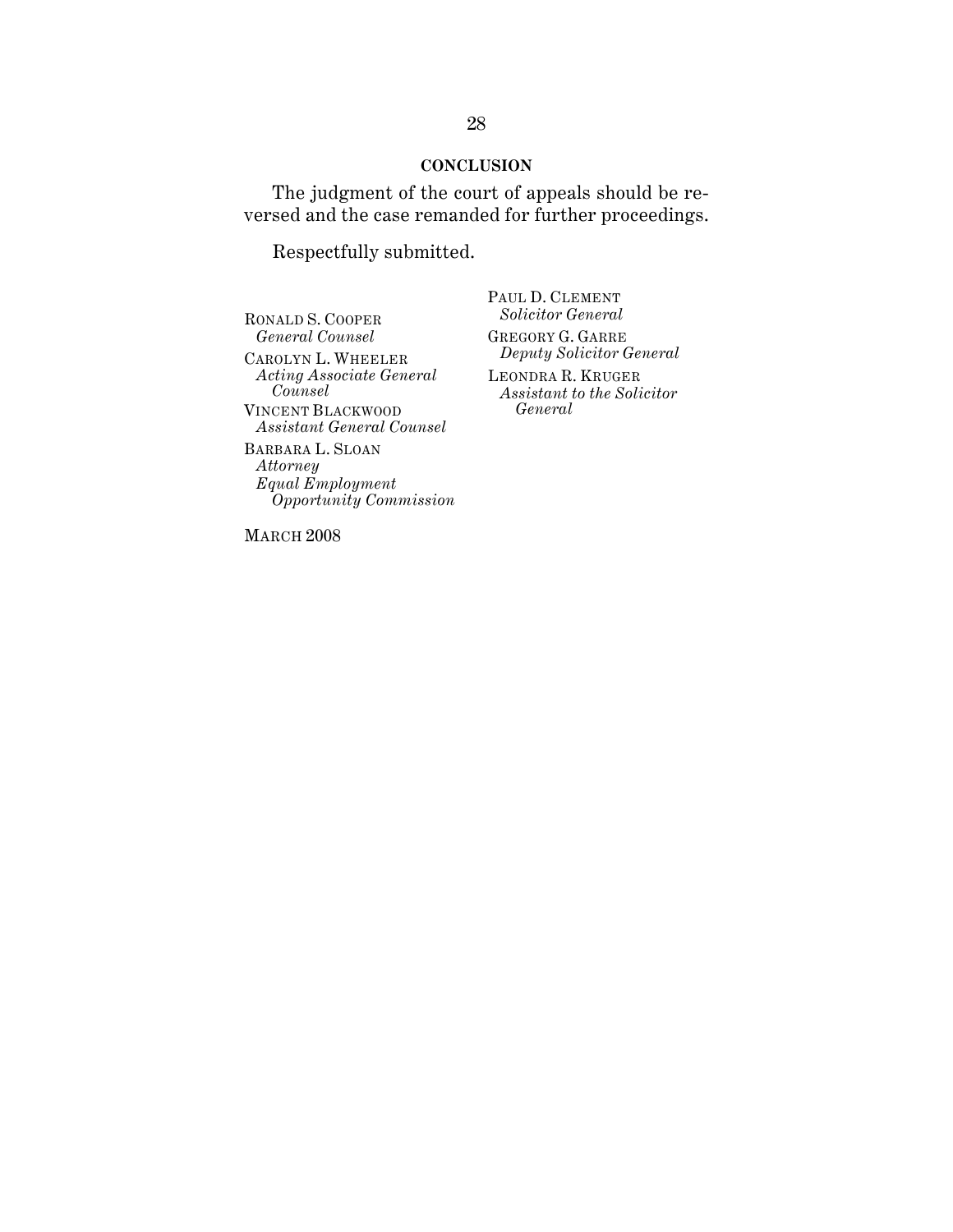## CONCLUSION

The judgment of the court of appeals should be reversed and the case remanded for further proceedings.

Respectfully submitted.

PAUL D. CLEMENT
*Solicitor General*

GREGORY G. GARRE
*Deputy Solicitor General*

LEONDRA R. KRUGER
*Assistant to the Solicitor General*

RONALD S. COOPER
*General Counsel*

CAROLYN L. WHEELER
*Acting Associate General Counsel*

VINCENT BLACKWOOD
*Assistant General Counsel*

BARBARA L. SLOAN
*Attorney*
*Equal Employment Opportunity Commission*

MARCH 2008